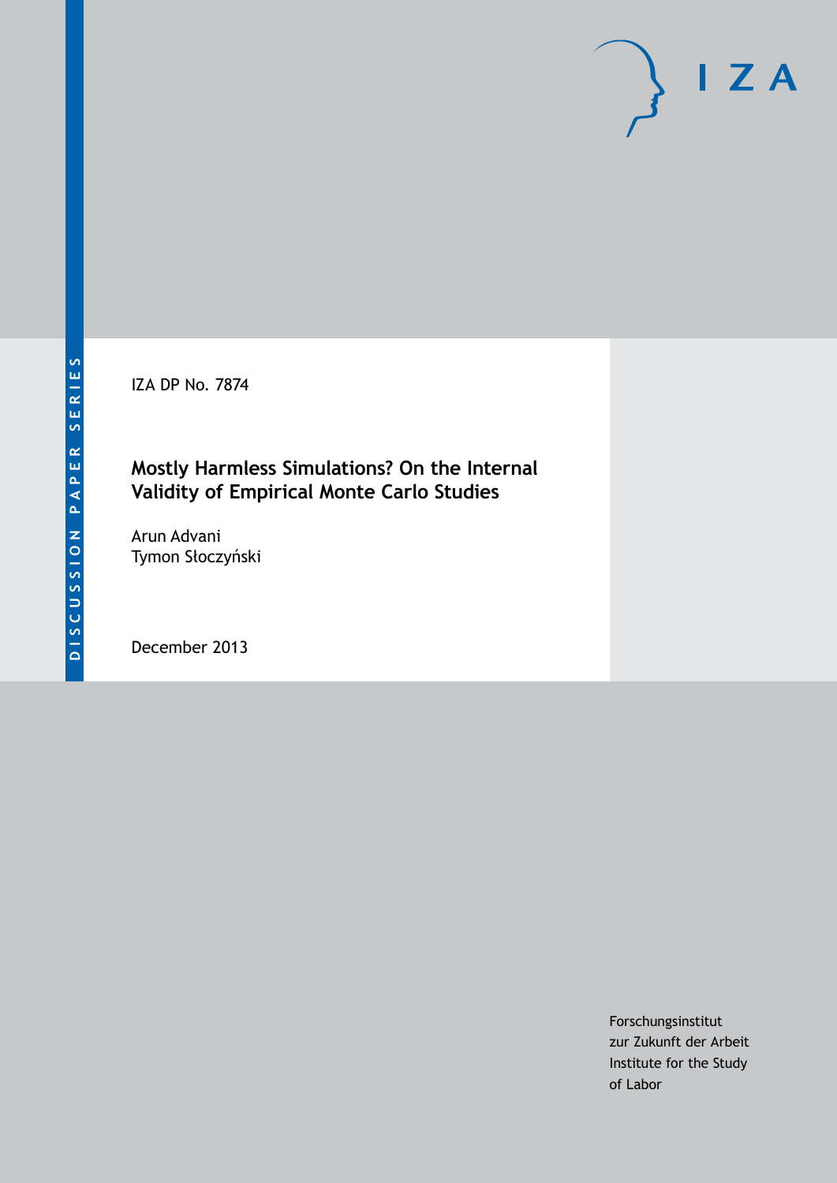DISCUSSION PAPER SERIES

IZA

IZA DP No. 7874

# Mostly Harmless Simulations? On the Internal Validity of Empirical Monte Carlo Studies

Arun Advani
Tymon Słoczyński

December 2013

Forschungsinstitut
zur Zukunft der Arbeit
Institute for the Study
of Labor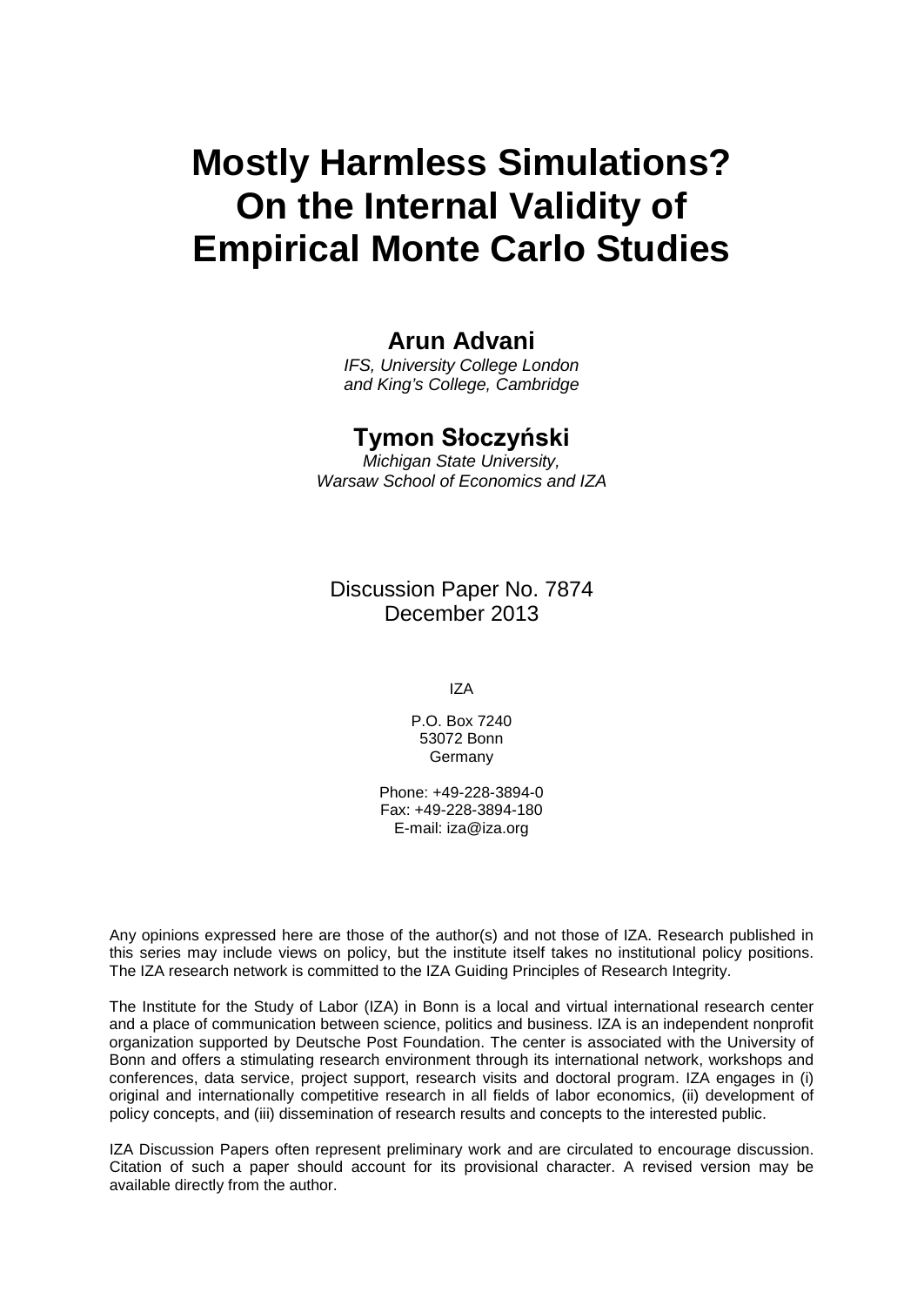# Mostly Harmless Simulations? On the Internal Validity of Empirical Monte Carlo Studies

**Arun Advani**

*IFS, University College London and King's College, Cambridge*

**Tymon Słoczyński**

*Michigan State University, Warsaw School of Economics and IZA*

Discussion Paper No. 7874
December 2013

IZA

P.O. Box 7240
53072 Bonn
Germany

Phone: +49-228-3894-0
Fax: +49-228-3894-180
E-mail: iza@iza.org

Any opinions expressed here are those of the author(s) and not those of IZA. Research published in this series may include views on policy, but the institute itself takes no institutional policy positions. The IZA research network is committed to the IZA Guiding Principles of Research Integrity.

The Institute for the Study of Labor (IZA) in Bonn is a local and virtual international research center and a place of communication between science, politics and business. IZA is an independent nonprofit organization supported by Deutsche Post Foundation. The center is associated with the University of Bonn and offers a stimulating research environment through its international network, workshops and conferences, data service, project support, research visits and doctoral program. IZA engages in (i) original and internationally competitive research in all fields of labor economics, (ii) development of policy concepts, and (iii) dissemination of research results and concepts to the interested public.

IZA Discussion Papers often represent preliminary work and are circulated to encourage discussion. Citation of such a paper should account for its provisional character. A revised version may be available directly from the author.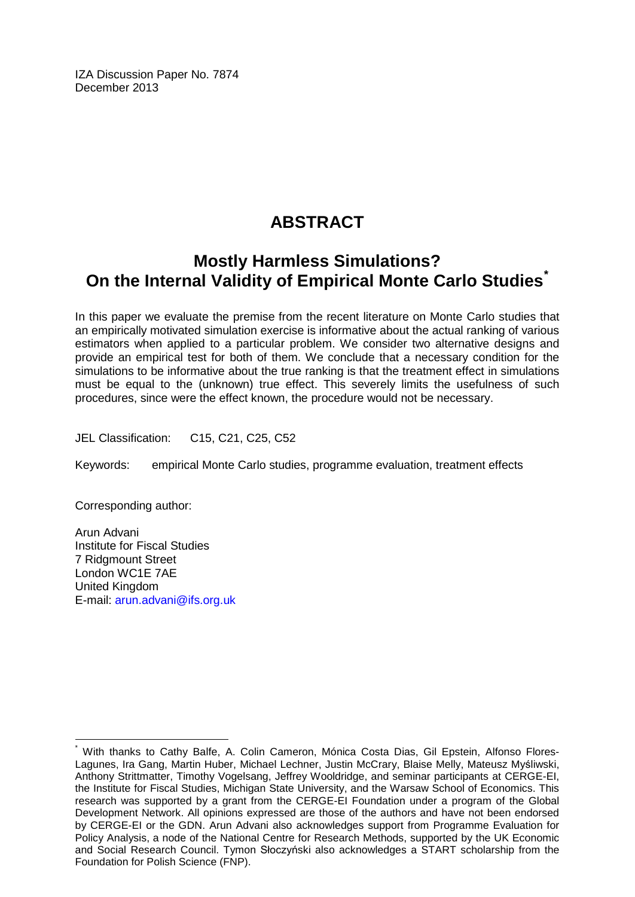IZA Discussion Paper No. 7874
December 2013

# ABSTRACT

## Mostly Harmless Simulations? On the Internal Validity of Empirical Monte Carlo Studies[*]

In this paper we evaluate the premise from the recent literature on Monte Carlo studies that an empirically motivated simulation exercise is informative about the actual ranking of various estimators when applied to a particular problem. We consider two alternative designs and provide an empirical test for both of them. We conclude that a necessary condition for the simulations to be informative about the true ranking is that the treatment effect in simulations must be equal to the (unknown) true effect. This severely limits the usefulness of such procedures, since were the effect known, the procedure would not be necessary.

JEL Classification: C15, C21, C25, C52

Keywords: empirical Monte Carlo studies, programme evaluation, treatment effects

Corresponding author:

Arun Advani
Institute for Fiscal Studies
7 Ridgmount Street
London WC1E 7AE
United Kingdom
E-mail: arun.advani@ifs.org.uk

---

[*] With thanks to Cathy Balfe, A. Colin Cameron, Mónica Costa Dias, Gil Epstein, Alfonso Flores-Lagunes, Ira Gang, Martin Huber, Michael Lechner, Justin McCrary, Blaise Melly, Mateusz Myśliwski, Anthony Strittmatter, Timothy Vogelsang, Jeffrey Wooldridge, and seminar participants at CERGE-EI, the Institute for Fiscal Studies, Michigan State University, and the Warsaw School of Economics. This research was supported by a grant from the CERGE-EI Foundation under a program of the Global Development Network. All opinions expressed are those of the authors and have not been endorsed by CERGE-EI or the GDN. Arun Advani also acknowledges support from Programme Evaluation for Policy Analysis, a node of the National Centre for Research Methods, supported by the UK Economic and Social Research Council. Tymon Słoczyński also acknowledges a START scholarship from the Foundation for Polish Science (FNP).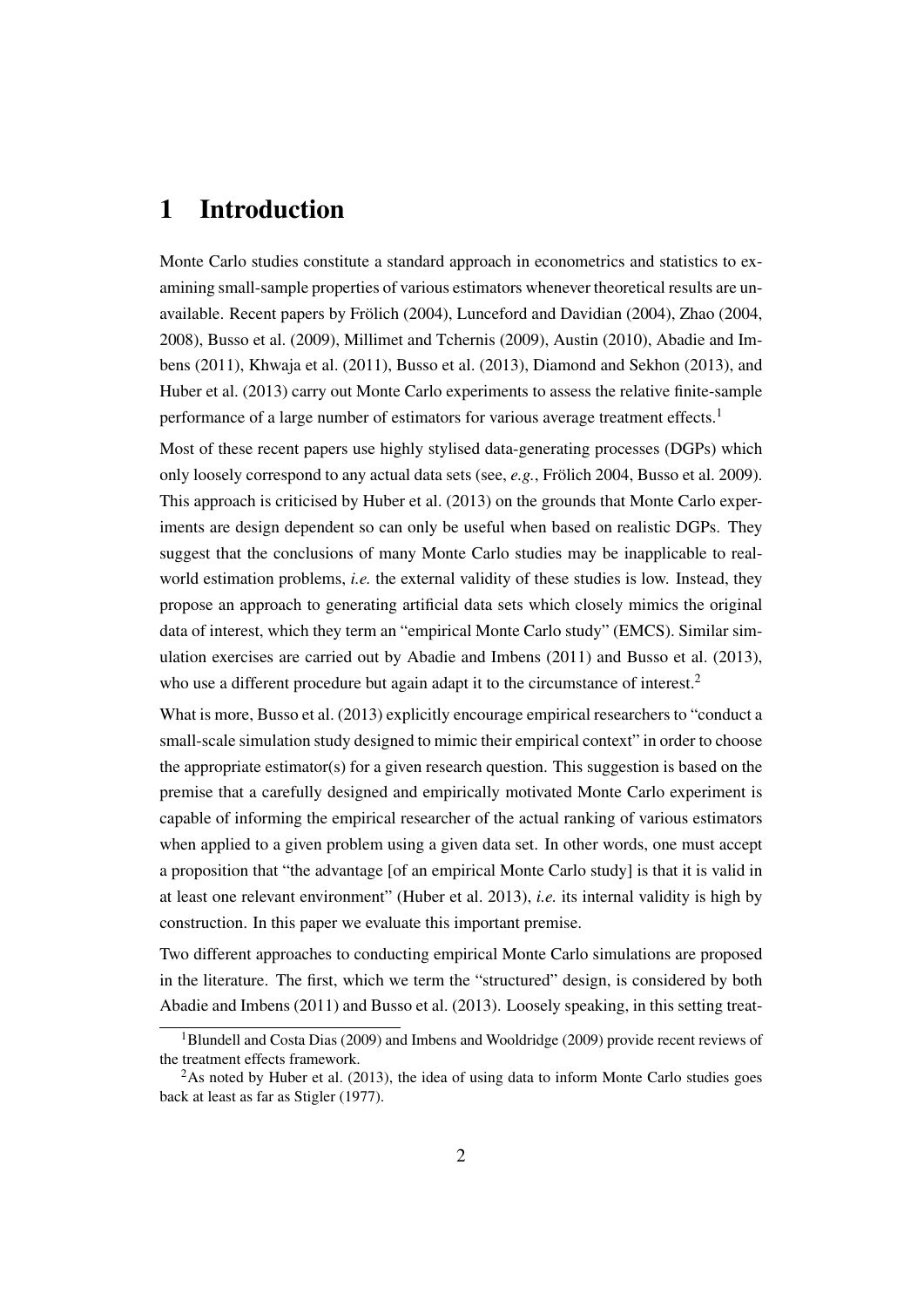# 1 Introduction

Monte Carlo studies constitute a standard approach in econometrics and statistics to examining small-sample properties of various estimators whenever theoretical results are unavailable. Recent papers by Frölich (2004), Lunceford and Davidian (2004), Zhao (2004, 2008), Busso et al. (2009), Millimet and Tchernis (2009), Austin (2010), Abadie and Imbens (2011), Khwaja et al. (2011), Busso et al. (2013), Diamond and Sekhon (2013), and Huber et al. (2013) carry out Monte Carlo experiments to assess the relative finite-sample performance of a large number of estimators for various average treatment effects.[1]

Most of these recent papers use highly stylised data-generating processes (DGPs) which only loosely correspond to any actual data sets (see, *e.g.*, Frölich 2004, Busso et al. 2009). This approach is criticised by Huber et al. (2013) on the grounds that Monte Carlo experiments are design dependent so can only be useful when based on realistic DGPs. They suggest that the conclusions of many Monte Carlo studies may be inapplicable to real-world estimation problems, *i.e.* the external validity of these studies is low. Instead, they propose an approach to generating artificial data sets which closely mimics the original data of interest, which they term an "empirical Monte Carlo study" (EMCS). Similar simulation exercises are carried out by Abadie and Imbens (2011) and Busso et al. (2013), who use a different procedure but again adapt it to the circumstance of interest.[2]

What is more, Busso et al. (2013) explicitly encourage empirical researchers to "conduct a small-scale simulation study designed to mimic their empirical context" in order to choose the appropriate estimator(s) for a given research question. This suggestion is based on the premise that a carefully designed and empirically motivated Monte Carlo experiment is capable of informing the empirical researcher of the actual ranking of various estimators when applied to a given problem using a given data set. In other words, one must accept a proposition that "the advantage [of an empirical Monte Carlo study] is that it is valid in at least one relevant environment" (Huber et al. 2013), *i.e.* its internal validity is high by construction. In this paper we evaluate this important premise.

Two different approaches to conducting empirical Monte Carlo simulations are proposed in the literature. The first, which we term the "structured" design, is considered by both Abadie and Imbens (2011) and Busso et al. (2013). Loosely speaking, in this setting treat-

[1] Blundell and Costa Dias (2009) and Imbens and Wooldridge (2009) provide recent reviews of the treatment effects framework.

[2] As noted by Huber et al. (2013), the idea of using data to inform Monte Carlo studies goes back at least as far as Stigler (1977).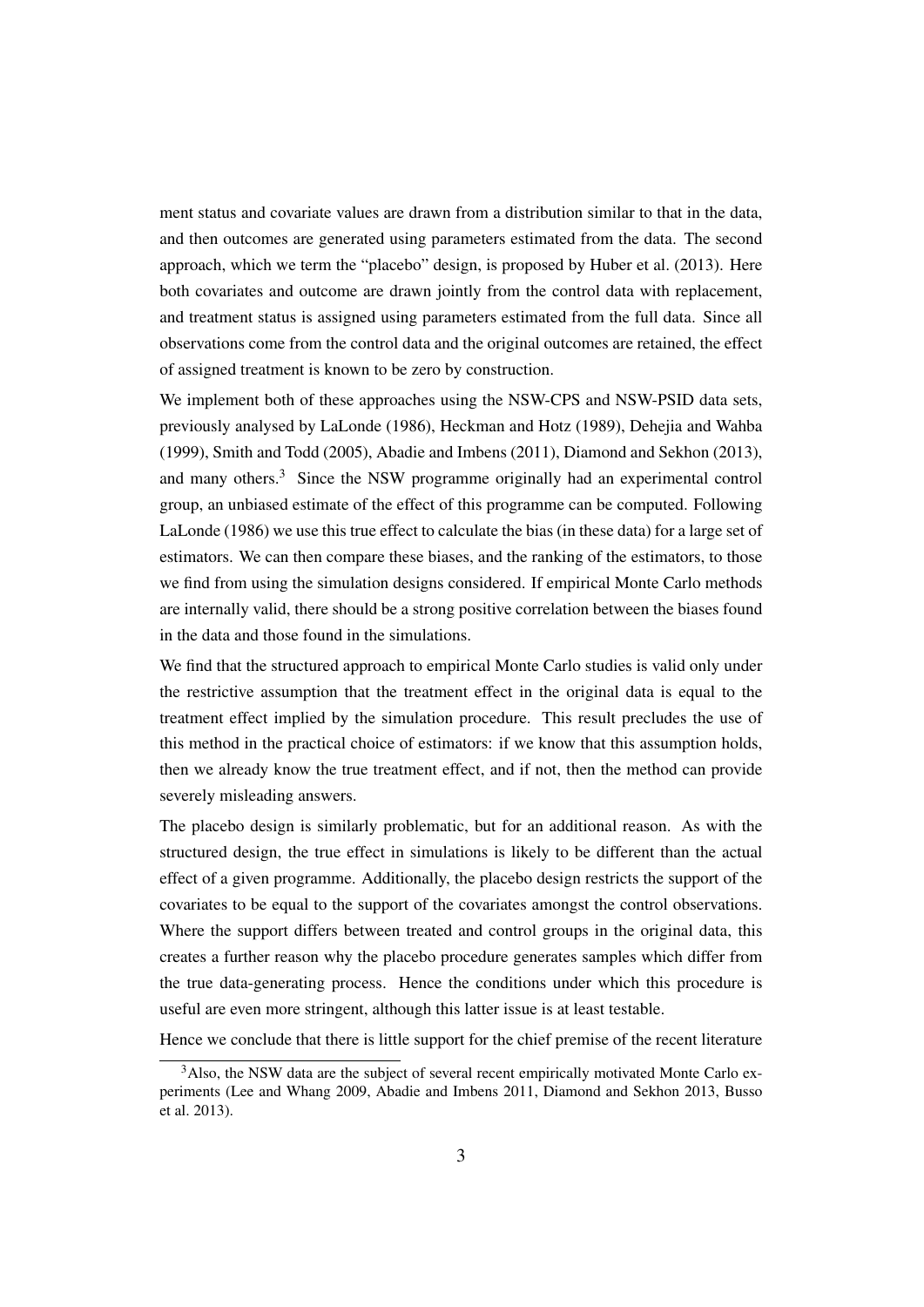ment status and covariate values are drawn from a distribution similar to that in the data, and then outcomes are generated using parameters estimated from the data. The second approach, which we term the "placebo" design, is proposed by Huber et al. (2013). Here both covariates and outcome are drawn jointly from the control data with replacement, and treatment status is assigned using parameters estimated from the full data. Since all observations come from the control data and the original outcomes are retained, the effect of assigned treatment is known to be zero by construction.

We implement both of these approaches using the NSW-CPS and NSW-PSID data sets, previously analysed by LaLonde (1986), Heckman and Hotz (1989), Dehejia and Wahba (1999), Smith and Todd (2005), Abadie and Imbens (2011), Diamond and Sekhon (2013), and many others.[3] Since the NSW programme originally had an experimental control group, an unbiased estimate of the effect of this programme can be computed. Following LaLonde (1986) we use this true effect to calculate the bias (in these data) for a large set of estimators. We can then compare these biases, and the ranking of the estimators, to those we find from using the simulation designs considered. If empirical Monte Carlo methods are internally valid, there should be a strong positive correlation between the biases found in the data and those found in the simulations.

We find that the structured approach to empirical Monte Carlo studies is valid only under the restrictive assumption that the treatment effect in the original data is equal to the treatment effect implied by the simulation procedure. This result precludes the use of this method in the practical choice of estimators: if we know that this assumption holds, then we already know the true treatment effect, and if not, then the method can provide severely misleading answers.

The placebo design is similarly problematic, but for an additional reason. As with the structured design, the true effect in simulations is likely to be different than the actual effect of a given programme. Additionally, the placebo design restricts the support of the covariates to be equal to the support of the covariates amongst the control observations. Where the support differs between treated and control groups in the original data, this creates a further reason why the placebo procedure generates samples which differ from the true data-generating process. Hence the conditions under which this procedure is useful are even more stringent, although this latter issue is at least testable.

Hence we conclude that there is little support for the chief premise of the recent literature

[3] Also, the NSW data are the subject of several recent empirically motivated Monte Carlo experiments (Lee and Whang 2009, Abadie and Imbens 2011, Diamond and Sekhon 2013, Busso et al. 2013).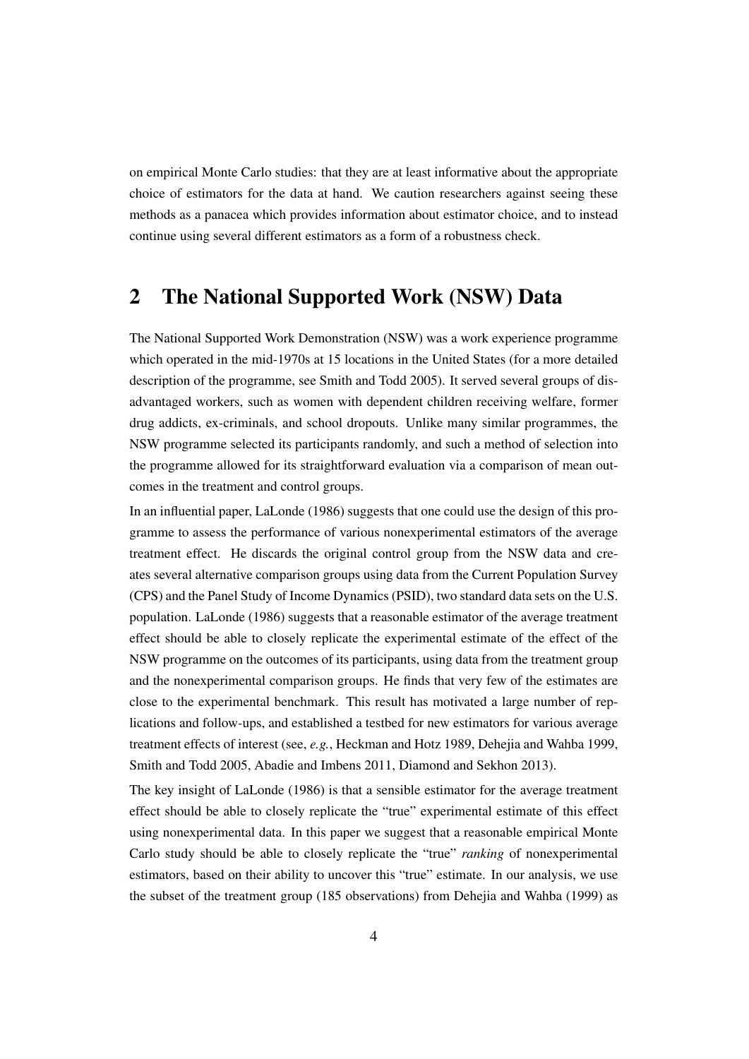on empirical Monte Carlo studies: that they are at least informative about the appropriate choice of estimators for the data at hand. We caution researchers against seeing these methods as a panacea which provides information about estimator choice, and to instead continue using several different estimators as a form of a robustness check.

## 2 The National Supported Work (NSW) Data

The National Supported Work Demonstration (NSW) was a work experience programme which operated in the mid-1970s at 15 locations in the United States (for a more detailed description of the programme, see Smith and Todd 2005). It served several groups of disadvantaged workers, such as women with dependent children receiving welfare, former drug addicts, ex-criminals, and school dropouts. Unlike many similar programmes, the NSW programme selected its participants randomly, and such a method of selection into the programme allowed for its straightforward evaluation via a comparison of mean outcomes in the treatment and control groups.

In an influential paper, LaLonde (1986) suggests that one could use the design of this programme to assess the performance of various nonexperimental estimators of the average treatment effect. He discards the original control group from the NSW data and creates several alternative comparison groups using data from the Current Population Survey (CPS) and the Panel Study of Income Dynamics (PSID), two standard data sets on the U.S. population. LaLonde (1986) suggests that a reasonable estimator of the average treatment effect should be able to closely replicate the experimental estimate of the effect of the NSW programme on the outcomes of its participants, using data from the treatment group and the nonexperimental comparison groups. He finds that very few of the estimates are close to the experimental benchmark. This result has motivated a large number of replications and follow-ups, and established a testbed for new estimators for various average treatment effects of interest (see, *e.g.*, Heckman and Hotz 1989, Dehejia and Wahba 1999, Smith and Todd 2005, Abadie and Imbens 2011, Diamond and Sekhon 2013).

The key insight of LaLonde (1986) is that a sensible estimator for the average treatment effect should be able to closely replicate the "true" experimental estimate of this effect using nonexperimental data. In this paper we suggest that a reasonable empirical Monte Carlo study should be able to closely replicate the "true" *ranking* of nonexperimental estimators, based on their ability to uncover this "true" estimate. In our analysis, we use the subset of the treatment group (185 observations) from Dehejia and Wahba (1999) as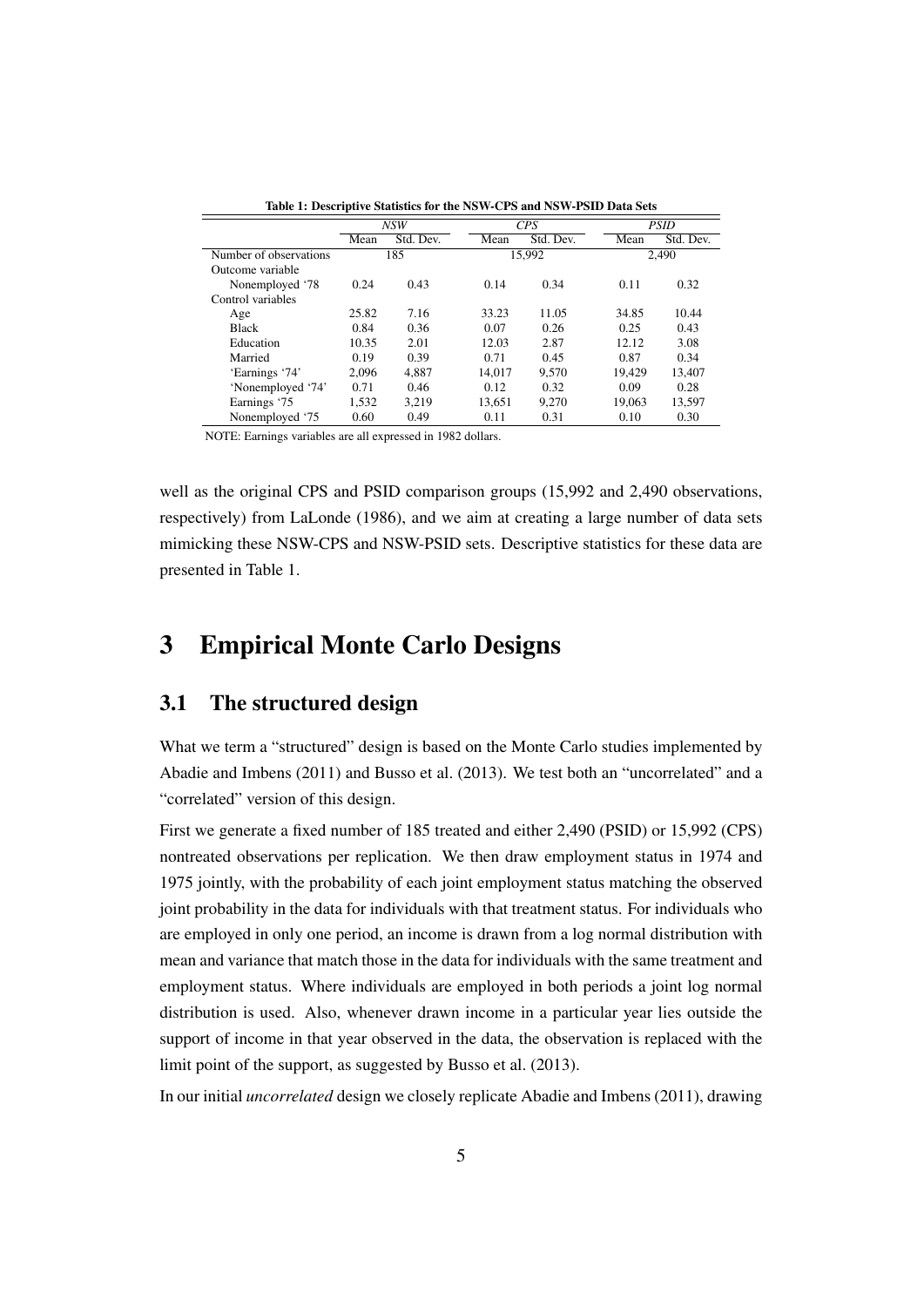**Table 1: Descriptive Statistics for the NSW-CPS and NSW-PSID Data Sets**

| | *NSW* | | *CPS* | | *PSID* | |
|---|---|---|---|---|---|---|
| | Mean | Std. Dev. | Mean | Std. Dev. | Mean | Std. Dev. |
| Number of observations | 185 | | 15,992 | | 2,490 | |
| Outcome variable | | | | | | |
| Nonemployed '78 | 0.24 | 0.43 | 0.14 | 0.34 | 0.11 | 0.32 |
| Control variables | | | | | | |
| Age | 25.82 | 7.16 | 33.23 | 11.05 | 34.85 | 10.44 |
| Black | 0.84 | 0.36 | 0.07 | 0.26 | 0.25 | 0.43 |
| Education | 10.35 | 2.01 | 12.03 | 2.87 | 12.12 | 3.08 |
| Married | 0.19 | 0.39 | 0.71 | 0.45 | 0.87 | 0.34 |
| 'Earnings '74' | 2,096 | 4,887 | 14,017 | 9,570 | 19,429 | 13,407 |
| 'Nonemployed '74' | 0.71 | 0.46 | 0.12 | 0.32 | 0.09 | 0.28 |
| Earnings '75 | 1,532 | 3,219 | 13,651 | 9,270 | 19,063 | 13,597 |
| Nonemployed '75 | 0.60 | 0.49 | 0.11 | 0.31 | 0.10 | 0.30 |

NOTE: Earnings variables are all expressed in 1982 dollars.

well as the original CPS and PSID comparison groups (15,992 and 2,490 observations, respectively) from LaLonde (1986), and we aim at creating a large number of data sets mimicking these NSW-CPS and NSW-PSID sets. Descriptive statistics for these data are presented in Table 1.

# 3 Empirical Monte Carlo Designs

## 3.1 The structured design

What we term a "structured" design is based on the Monte Carlo studies implemented by Abadie and Imbens (2011) and Busso et al. (2013). We test both an "uncorrelated" and a "correlated" version of this design.

First we generate a fixed number of 185 treated and either 2,490 (PSID) or 15,992 (CPS) nontreated observations per replication. We then draw employment status in 1974 and 1975 jointly, with the probability of each joint employment status matching the observed joint probability in the data for individuals with that treatment status. For individuals who are employed in only one period, an income is drawn from a log normal distribution with mean and variance that match those in the data for individuals with the same treatment and employment status. Where individuals are employed in both periods a joint log normal distribution is used. Also, whenever drawn income in a particular year lies outside the support of income in that year observed in the data, the observation is replaced with the limit point of the support, as suggested by Busso et al. (2013).

In our initial *uncorrelated* design we closely replicate Abadie and Imbens (2011), drawing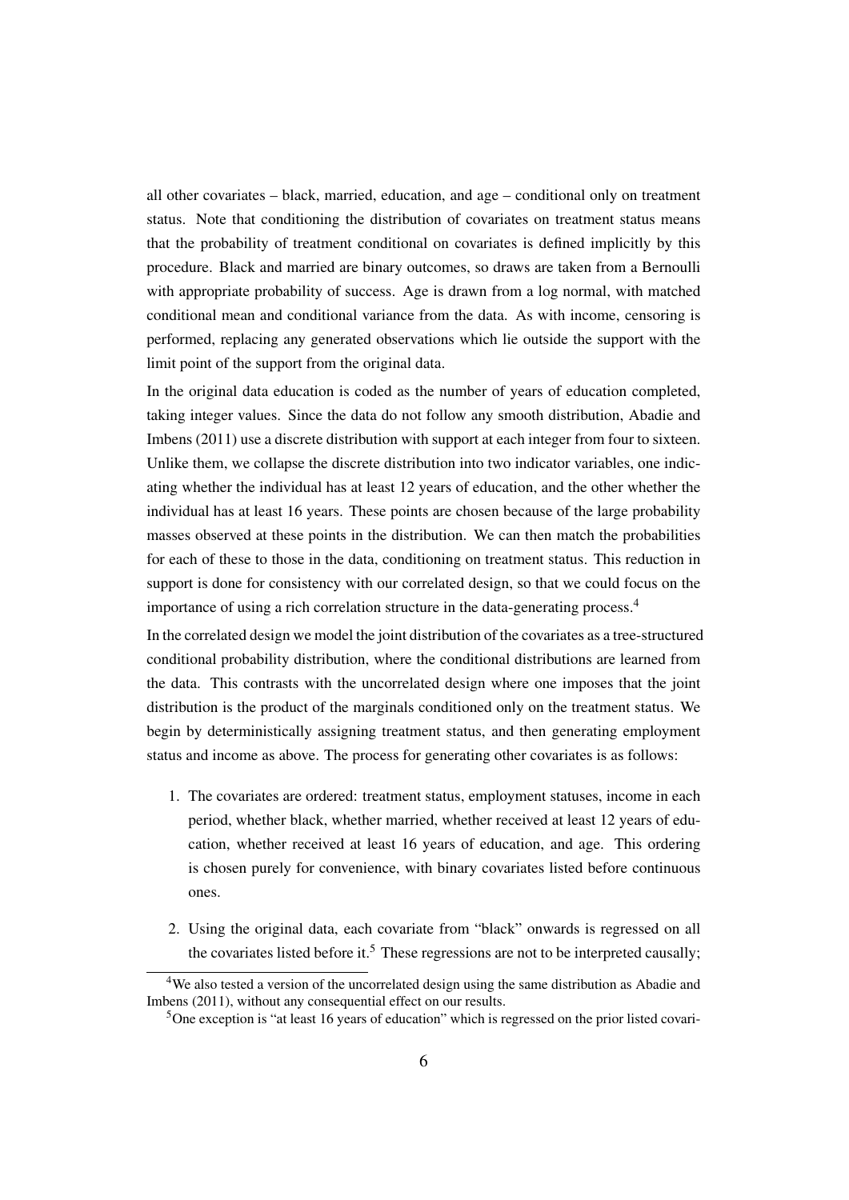all other covariates – black, married, education, and age – conditional only on treatment status. Note that conditioning the distribution of covariates on treatment status means that the probability of treatment conditional on covariates is defined implicitly by this procedure. Black and married are binary outcomes, so draws are taken from a Bernoulli with appropriate probability of success. Age is drawn from a log normal, with matched conditional mean and conditional variance from the data. As with income, censoring is performed, replacing any generated observations which lie outside the support with the limit point of the support from the original data.

In the original data education is coded as the number of years of education completed, taking integer values. Since the data do not follow any smooth distribution, Abadie and Imbens (2011) use a discrete distribution with support at each integer from four to sixteen. Unlike them, we collapse the discrete distribution into two indicator variables, one indicating whether the individual has at least 12 years of education, and the other whether the individual has at least 16 years. These points are chosen because of the large probability masses observed at these points in the distribution. We can then match the probabilities for each of these to those in the data, conditioning on treatment status. This reduction in support is done for consistency with our correlated design, so that we could focus on the importance of using a rich correlation structure in the data-generating process.[4]

In the correlated design we model the joint distribution of the covariates as a tree-structured conditional probability distribution, where the conditional distributions are learned from the data. This contrasts with the uncorrelated design where one imposes that the joint distribution is the product of the marginals conditioned only on the treatment status. We begin by deterministically assigning treatment status, and then generating employment status and income as above. The process for generating other covariates is as follows:

1. The covariates are ordered: treatment status, employment statuses, income in each period, whether black, whether married, whether received at least 12 years of education, whether received at least 16 years of education, and age. This ordering is chosen purely for convenience, with binary covariates listed before continuous ones.

2. Using the original data, each covariate from "black" onwards is regressed on all the covariates listed before it.[5] These regressions are not to be interpreted causally;

[4] We also tested a version of the uncorrelated design using the same distribution as Abadie and Imbens (2011), without any consequential effect on our results.

[5] One exception is "at least 16 years of education" which is regressed on the prior listed covari-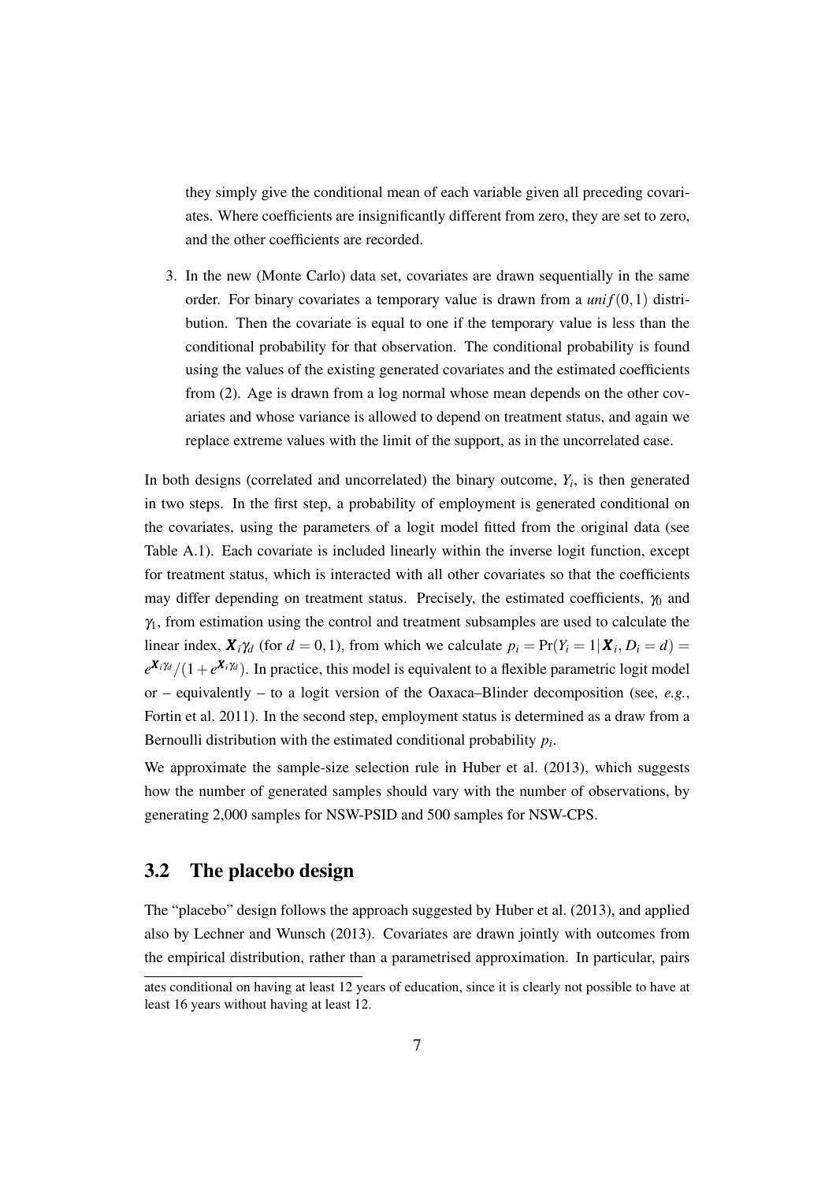they simply give the conditional mean of each variable given all preceding covariates. Where coefficients are insignificantly different from zero, they are set to zero, and the other coefficients are recorded.

3. In the new (Monte Carlo) data set, covariates are drawn sequentially in the same order. For binary covariates a temporary value is drawn from a $unif(0,1)$ distribution. Then the covariate is equal to one if the temporary value is less than the conditional probability for that observation. The conditional probability is found using the values of the existing generated covariates and the estimated coefficients from (2). Age is drawn from a log normal whose mean depends on the other covariates and whose variance is allowed to depend on treatment status, and again we replace extreme values with the limit of the support, as in the uncorrelated case.

In both designs (correlated and uncorrelated) the binary outcome, $Y_i$, is then generated in two steps. In the first step, a probability of employment is generated conditional on the covariates, using the parameters of a logit model fitted from the original data (see Table A.1). Each covariate is included linearly within the inverse logit function, except for treatment status, which is interacted with all other covariates so that the coefficients may differ depending on treatment status. Precisely, the estimated coefficients, $\gamma_0$ and $\gamma_1$, from estimation using the control and treatment subsamples are used to calculate the linear index, $\boldsymbol{X}_i\gamma_d$ (for $d = 0, 1$), from which we calculate $p_i = \Pr(Y_i = 1|\boldsymbol{X}_i, D_i = d) = e^{\boldsymbol{X}_i\gamma_d}/(1+e^{\boldsymbol{X}_i\gamma_d})$. In practice, this model is equivalent to a flexible parametric logit model or – equivalently – to a logit version of the Oaxaca–Blinder decomposition (see, *e.g.*, Fortin et al. 2011). In the second step, employment status is determined as a draw from a Bernoulli distribution with the estimated conditional probability $p_i$.

We approximate the sample-size selection rule in Huber et al. (2013), which suggests how the number of generated samples should vary with the number of observations, by generating 2,000 samples for NSW-PSID and 500 samples for NSW-CPS.

## 3.2 The placebo design

The "placebo" design follows the approach suggested by Huber et al. (2013), and applied also by Lechner and Wunsch (2013). Covariates are drawn jointly with outcomes from the empirical distribution, rather than a parametrised approximation. In particular, pairs

ates conditional on having at least 12 years of education, since it is clearly not possible to have at least 16 years without having at least 12.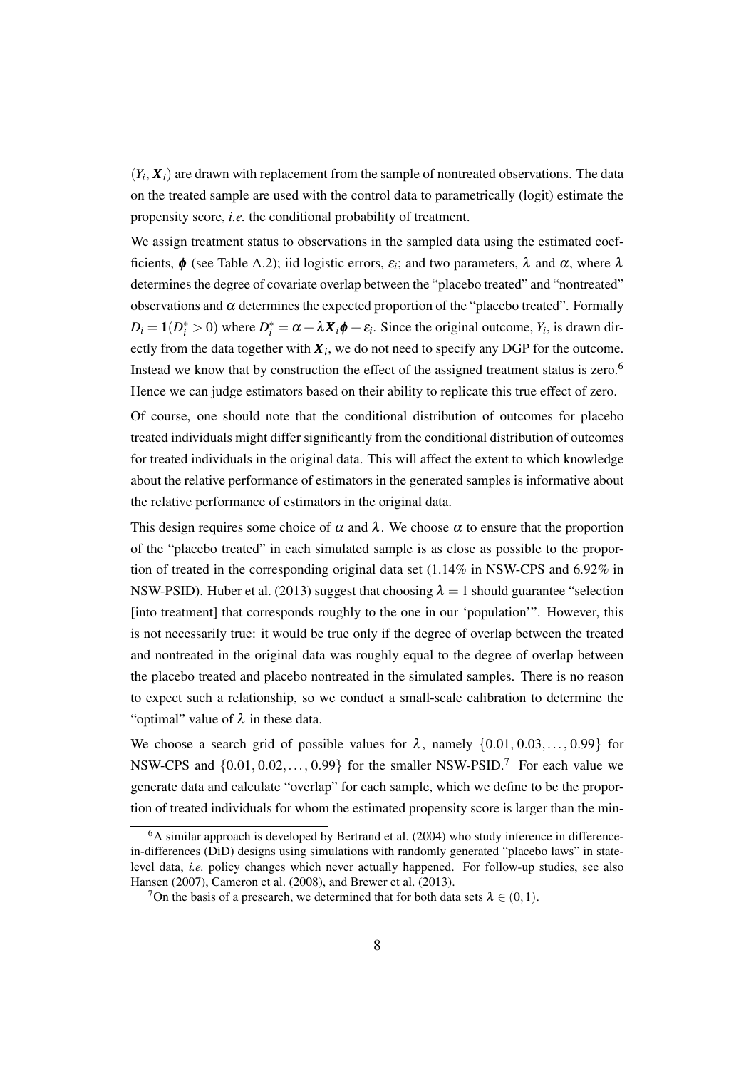$(Y_i, \boldsymbol{X}_i)$ are drawn with replacement from the sample of nontreated observations. The data on the treated sample are used with the control data to parametrically (logit) estimate the propensity score, *i.e.* the conditional probability of treatment.

We assign treatment status to observations in the sampled data using the estimated coefficients, $\boldsymbol{\phi}$ (see Table A.2); iid logistic errors, $\varepsilon_i$; and two parameters, $\lambda$ and $\alpha$, where $\lambda$ determines the degree of covariate overlap between the "placebo treated" and "nontreated" observations and $\alpha$ determines the expected proportion of the "placebo treated". Formally $D_i = \mathbf{1}(D_i^* > 0)$ where $D_i^* = \alpha + \lambda \boldsymbol{X}_i \boldsymbol{\phi} + \varepsilon_i$. Since the original outcome, $Y_i$, is drawn directly from the data together with $\boldsymbol{X}_i$, we do not need to specify any DGP for the outcome. Instead we know that by construction the effect of the assigned treatment status is zero.[6] Hence we can judge estimators based on their ability to replicate this true effect of zero.

Of course, one should note that the conditional distribution of outcomes for placebo treated individuals might differ significantly from the conditional distribution of outcomes for treated individuals in the original data. This will affect the extent to which knowledge about the relative performance of estimators in the generated samples is informative about the relative performance of estimators in the original data.

This design requires some choice of $\alpha$ and $\lambda$. We choose $\alpha$ to ensure that the proportion of the "placebo treated" in each simulated sample is as close as possible to the proportion of treated in the corresponding original data set (1.14% in NSW-CPS and 6.92% in NSW-PSID). Huber et al. (2013) suggest that choosing $\lambda = 1$ should guarantee "selection [into treatment] that corresponds roughly to the one in our 'population'". However, this is not necessarily true: it would be true only if the degree of overlap between the treated and nontreated in the original data was roughly equal to the degree of overlap between the placebo treated and placebo nontreated in the simulated samples. There is no reason to expect such a relationship, so we conduct a small-scale calibration to determine the "optimal" value of $\lambda$ in these data.

We choose a search grid of possible values for $\lambda$, namely $\{0.01, 0.03, \ldots, 0.99\}$ for NSW-CPS and $\{0.01, 0.02, \ldots, 0.99\}$ for the smaller NSW-PSID.[7] For each value we generate data and calculate "overlap" for each sample, which we define to be the proportion of treated individuals for whom the estimated propensity score is larger than the min-

[6] A similar approach is developed by Bertrand et al. (2004) who study inference in difference-in-differences (DiD) designs using simulations with randomly generated "placebo laws" in state-level data, *i.e.* policy changes which never actually happened. For follow-up studies, see also Hansen (2007), Cameron et al. (2008), and Brewer et al. (2013).

[7] On the basis of a presearch, we determined that for both data sets $\lambda \in (0, 1)$.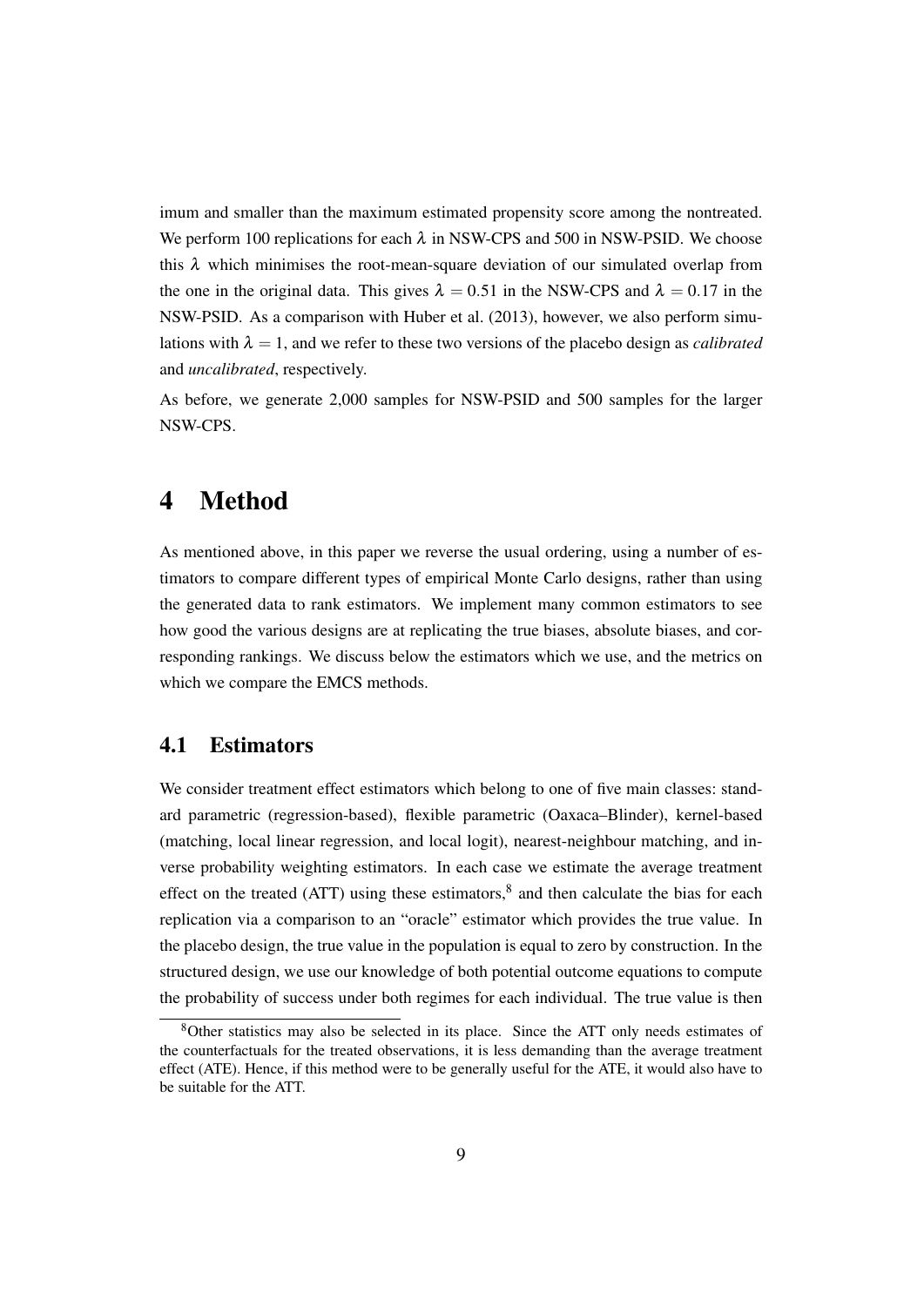imum and smaller than the maximum estimated propensity score among the nontreated. We perform 100 replications for each $\lambda$ in NSW-CPS and 500 in NSW-PSID. We choose this $\lambda$ which minimises the root-mean-square deviation of our simulated overlap from the one in the original data. This gives $\lambda = 0.51$ in the NSW-CPS and $\lambda = 0.17$ in the NSW-PSID. As a comparison with Huber et al. (2013), however, we also perform simulations with $\lambda = 1$, and we refer to these two versions of the placebo design as *calibrated* and *uncalibrated*, respectively.

As before, we generate 2,000 samples for NSW-PSID and 500 samples for the larger NSW-CPS.

# 4 Method

As mentioned above, in this paper we reverse the usual ordering, using a number of estimators to compare different types of empirical Monte Carlo designs, rather than using the generated data to rank estimators. We implement many common estimators to see how good the various designs are at replicating the true biases, absolute biases, and corresponding rankings. We discuss below the estimators which we use, and the metrics on which we compare the EMCS methods.

## 4.1 Estimators

We consider treatment effect estimators which belong to one of five main classes: standard parametric (regression-based), flexible parametric (Oaxaca–Blinder), kernel-based (matching, local linear regression, and local logit), nearest-neighbour matching, and inverse probability weighting estimators. In each case we estimate the average treatment effect on the treated (ATT) using these estimators,[8] and then calculate the bias for each replication via a comparison to an "oracle" estimator which provides the true value. In the placebo design, the true value in the population is equal to zero by construction. In the structured design, we use our knowledge of both potential outcome equations to compute the probability of success under both regimes for each individual. The true value is then

[8] Other statistics may also be selected in its place. Since the ATT only needs estimates of the counterfactuals for the treated observations, it is less demanding than the average treatment effect (ATE). Hence, if this method were to be generally useful for the ATE, it would also have to be suitable for the ATT.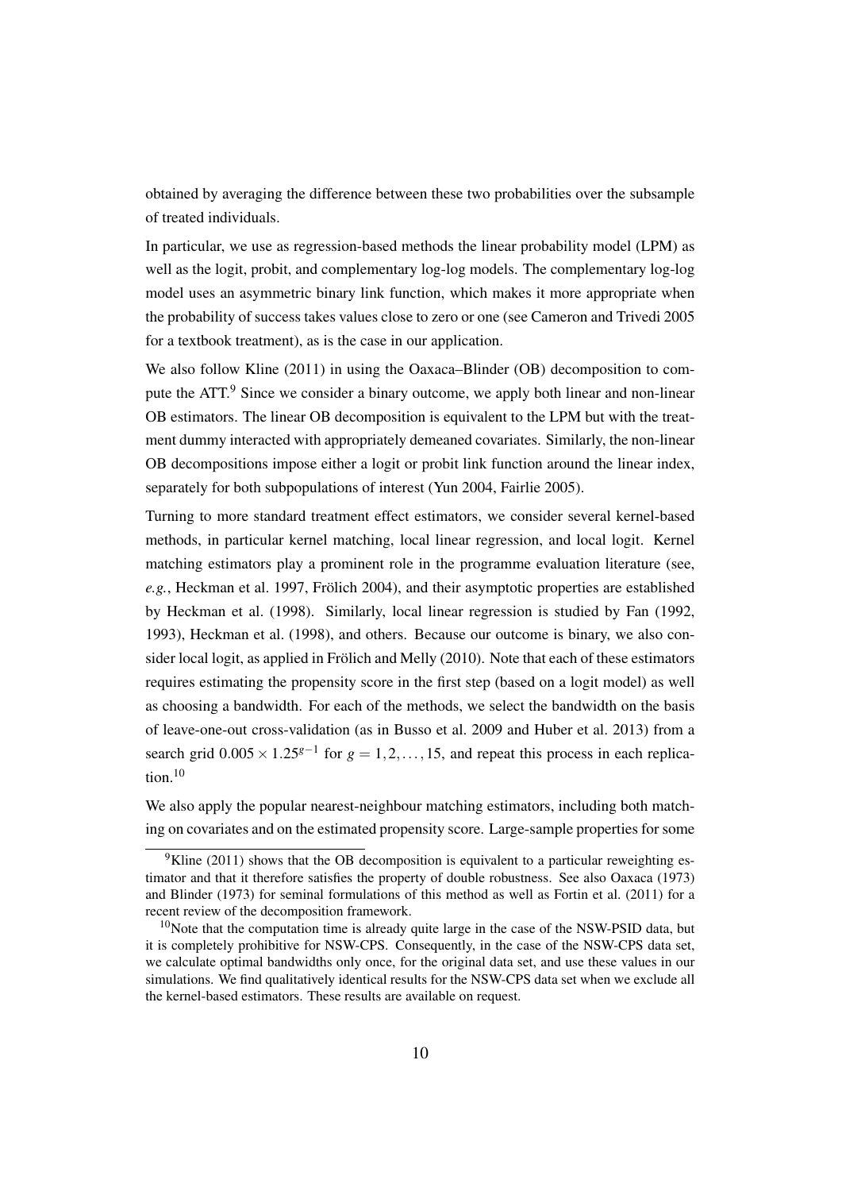obtained by averaging the difference between these two probabilities over the subsample of treated individuals.

In particular, we use as regression-based methods the linear probability model (LPM) as well as the logit, probit, and complementary log-log models. The complementary log-log model uses an asymmetric binary link function, which makes it more appropriate when the probability of success takes values close to zero or one (see Cameron and Trivedi 2005 for a textbook treatment), as is the case in our application.

We also follow Kline (2011) in using the Oaxaca–Blinder (OB) decomposition to compute the ATT.[9] Since we consider a binary outcome, we apply both linear and non-linear OB estimators. The linear OB decomposition is equivalent to the LPM but with the treatment dummy interacted with appropriately demeaned covariates. Similarly, the non-linear OB decompositions impose either a logit or probit link function around the linear index, separately for both subpopulations of interest (Yun 2004, Fairlie 2005).

Turning to more standard treatment effect estimators, we consider several kernel-based methods, in particular kernel matching, local linear regression, and local logit. Kernel matching estimators play a prominent role in the programme evaluation literature (see, *e.g.*, Heckman et al. 1997, Frölich 2004), and their asymptotic properties are established by Heckman et al. (1998). Similarly, local linear regression is studied by Fan (1992, 1993), Heckman et al. (1998), and others. Because our outcome is binary, we also consider local logit, as applied in Frölich and Melly (2010). Note that each of these estimators requires estimating the propensity score in the first step (based on a logit model) as well as choosing a bandwidth. For each of the methods, we select the bandwidth on the basis of leave-one-out cross-validation (as in Busso et al. 2009 and Huber et al. 2013) from a search grid $0.005 \times 1.25^{g-1}$ for $g = 1, 2, \ldots, 15$, and repeat this process in each replication.[10]

We also apply the popular nearest-neighbour matching estimators, including both matching on covariates and on the estimated propensity score. Large-sample properties for some

[9] Kline (2011) shows that the OB decomposition is equivalent to a particular reweighting estimator and that it therefore satisfies the property of double robustness. See also Oaxaca (1973) and Blinder (1973) for seminal formulations of this method as well as Fortin et al. (2011) for a recent review of the decomposition framework.

[10] Note that the computation time is already quite large in the case of the NSW-PSID data, but it is completely prohibitive for NSW-CPS. Consequently, in the case of the NSW-CPS data set, we calculate optimal bandwidths only once, for the original data set, and use these values in our simulations. We find qualitatively identical results for the NSW-CPS data set when we exclude all the kernel-based estimators. These results are available on request.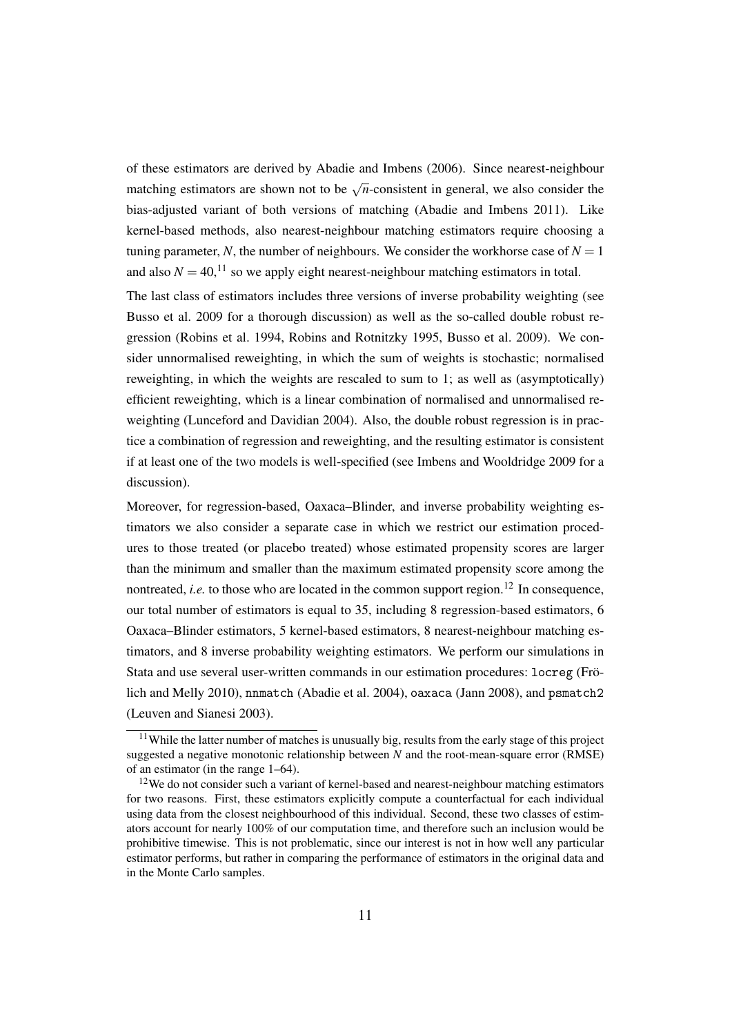of these estimators are derived by Abadie and Imbens (2006). Since nearest-neighbour matching estimators are shown not to be $\sqrt{n}$-consistent in general, we also consider the bias-adjusted variant of both versions of matching (Abadie and Imbens 2011). Like kernel-based methods, also nearest-neighbour matching estimators require choosing a tuning parameter, $N$, the number of neighbours. We consider the workhorse case of $N = 1$ and also $N = 40$,[11] so we apply eight nearest-neighbour matching estimators in total.

The last class of estimators includes three versions of inverse probability weighting (see Busso et al. 2009 for a thorough discussion) as well as the so-called double robust regression (Robins et al. 1994, Robins and Rotnitzky 1995, Busso et al. 2009). We consider unnormalised reweighting, in which the sum of weights is stochastic; normalised reweighting, in which the weights are rescaled to sum to 1; as well as (asymptotically) efficient reweighting, which is a linear combination of normalised and unnormalised reweighting (Lunceford and Davidian 2004). Also, the double robust regression is in practice a combination of regression and reweighting, and the resulting estimator is consistent if at least one of the two models is well-specified (see Imbens and Wooldridge 2009 for a discussion).

Moreover, for regression-based, Oaxaca–Blinder, and inverse probability weighting estimators we also consider a separate case in which we restrict our estimation procedures to those treated (or placebo treated) whose estimated propensity scores are larger than the minimum and smaller than the maximum estimated propensity score among the nontreated, *i.e.* to those who are located in the common support region.[12] In consequence, our total number of estimators is equal to 35, including 8 regression-based estimators, 6 Oaxaca–Blinder estimators, 5 kernel-based estimators, 8 nearest-neighbour matching estimators, and 8 inverse probability weighting estimators. We perform our simulations in Stata and use several user-written commands in our estimation procedures: `locreg` (Frölich and Melly 2010), `nnmatch` (Abadie et al. 2004), `oaxaca` (Jann 2008), and `psmatch2` (Leuven and Sianesi 2003).

[11] While the latter number of matches is unusually big, results from the early stage of this project suggested a negative monotonic relationship between $N$ and the root-mean-square error (RMSE) of an estimator (in the range 1–64).

[12] We do not consider such a variant of kernel-based and nearest-neighbour matching estimators for two reasons. First, these estimators explicitly compute a counterfactual for each individual using data from the closest neighbourhood of this individual. Second, these two classes of estimators account for nearly 100% of our computation time, and therefore such an inclusion would be prohibitive timewise. This is not problematic, since our interest is not in how well any particular estimator performs, but rather in comparing the performance of estimators in the original data and in the Monte Carlo samples.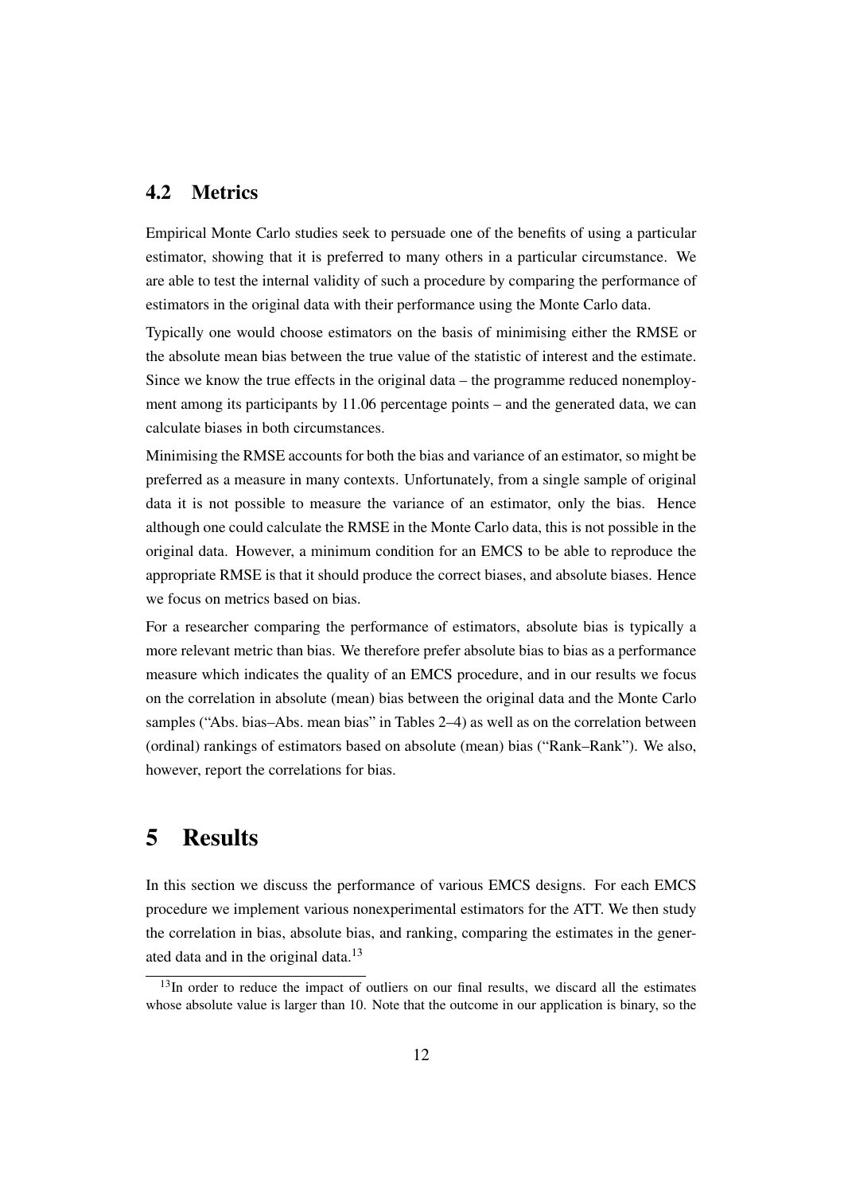## 4.2 Metrics

Empirical Monte Carlo studies seek to persuade one of the benefits of using a particular estimator, showing that it is preferred to many others in a particular circumstance. We are able to test the internal validity of such a procedure by comparing the performance of estimators in the original data with their performance using the Monte Carlo data.

Typically one would choose estimators on the basis of minimising either the RMSE or the absolute mean bias between the true value of the statistic of interest and the estimate. Since we know the true effects in the original data – the programme reduced nonemployment among its participants by 11.06 percentage points – and the generated data, we can calculate biases in both circumstances.

Minimising the RMSE accounts for both the bias and variance of an estimator, so might be preferred as a measure in many contexts. Unfortunately, from a single sample of original data it is not possible to measure the variance of an estimator, only the bias. Hence although one could calculate the RMSE in the Monte Carlo data, this is not possible in the original data. However, a minimum condition for an EMCS to be able to reproduce the appropriate RMSE is that it should produce the correct biases, and absolute biases. Hence we focus on metrics based on bias.

For a researcher comparing the performance of estimators, absolute bias is typically a more relevant metric than bias. We therefore prefer absolute bias to bias as a performance measure which indicates the quality of an EMCS procedure, and in our results we focus on the correlation in absolute (mean) bias between the original data and the Monte Carlo samples ("Abs. bias–Abs. mean bias" in Tables 2–4) as well as on the correlation between (ordinal) rankings of estimators based on absolute (mean) bias ("Rank–Rank"). We also, however, report the correlations for bias.

# 5 Results

In this section we discuss the performance of various EMCS designs. For each EMCS procedure we implement various nonexperimental estimators for the ATT. We then study the correlation in bias, absolute bias, and ranking, comparing the estimates in the generated data and in the original data.[13]

[13] In order to reduce the impact of outliers on our final results, we discard all the estimates whose absolute value is larger than 10. Note that the outcome in our application is binary, so the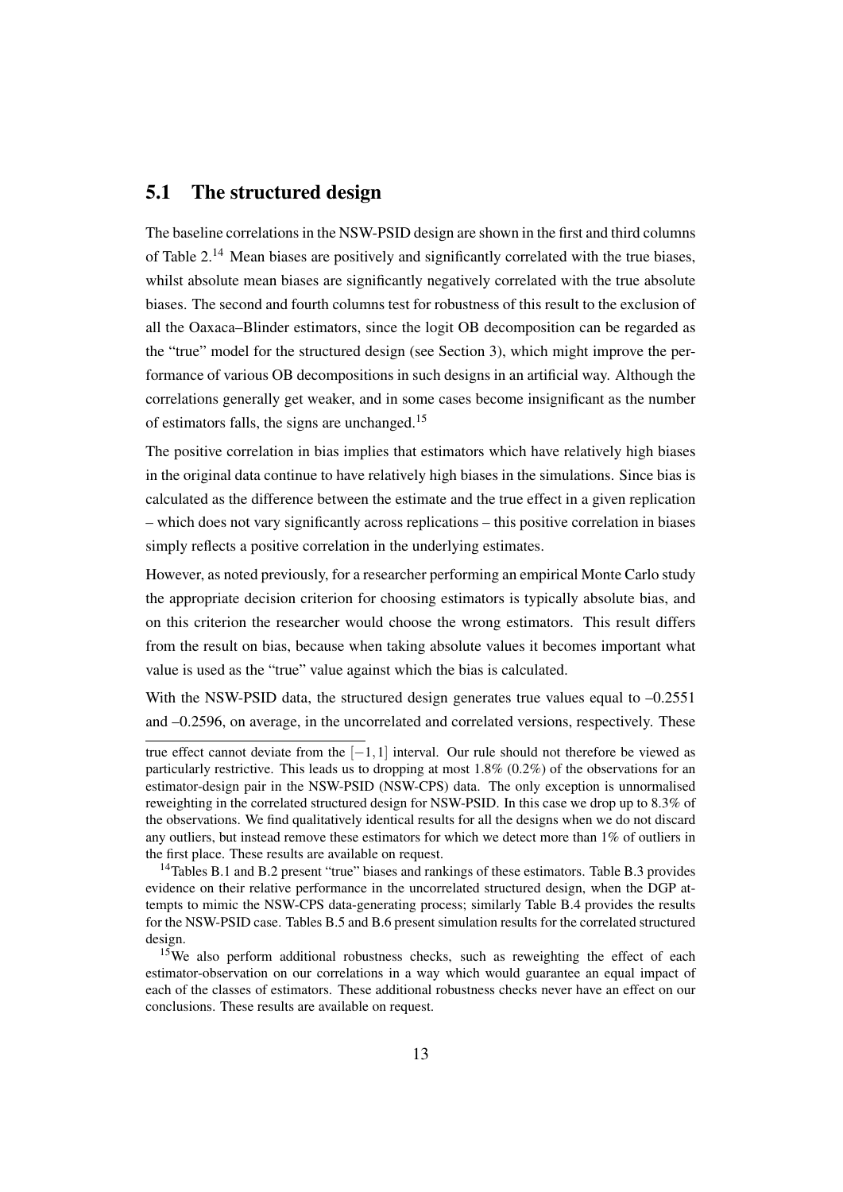## 5.1 The structured design

The baseline correlations in the NSW-PSID design are shown in the first and third columns of Table 2.[14] Mean biases are positively and significantly correlated with the true biases, whilst absolute mean biases are significantly negatively correlated with the true absolute biases. The second and fourth columns test for robustness of this result to the exclusion of all the Oaxaca–Blinder estimators, since the logit OB decomposition can be regarded as the "true" model for the structured design (see Section 3), which might improve the performance of various OB decompositions in such designs in an artificial way. Although the correlations generally get weaker, and in some cases become insignificant as the number of estimators falls, the signs are unchanged.[15]

The positive correlation in bias implies that estimators which have relatively high biases in the original data continue to have relatively high biases in the simulations. Since bias is calculated as the difference between the estimate and the true effect in a given replication – which does not vary significantly across replications – this positive correlation in biases simply reflects a positive correlation in the underlying estimates.

However, as noted previously, for a researcher performing an empirical Monte Carlo study the appropriate decision criterion for choosing estimators is typically absolute bias, and on this criterion the researcher would choose the wrong estimators. This result differs from the result on bias, because when taking absolute values it becomes important what value is used as the "true" value against which the bias is calculated.

With the NSW-PSID data, the structured design generates true values equal to –0.2551 and –0.2596, on average, in the uncorrelated and correlated versions, respectively. These

---

true effect cannot deviate from the $[-1, 1]$ interval. Our rule should not therefore be viewed as particularly restrictive. This leads us to dropping at most 1.8% (0.2%) of the observations for an estimator-design pair in the NSW-PSID (NSW-CPS) data. The only exception is unnormalised reweighting in the correlated structured design for NSW-PSID. In this case we drop up to 8.3% of the observations. We find qualitatively identical results for all the designs when we do not discard any outliers, but instead remove these estimators for which we detect more than 1% of outliers in the first place. These results are available on request.

[14] Tables B.1 and B.2 present "true" biases and rankings of these estimators. Table B.3 provides evidence on their relative performance in the uncorrelated structured design, when the DGP attempts to mimic the NSW-CPS data-generating process; similarly Table B.4 provides the results for the NSW-PSID case. Tables B.5 and B.6 present simulation results for the correlated structured design.

[15] We also perform additional robustness checks, such as reweighting the effect of each estimator-observation on our correlations in a way which would guarantee an equal impact of each of the classes of estimators. These additional robustness checks never have an effect on our conclusions. These results are available on request.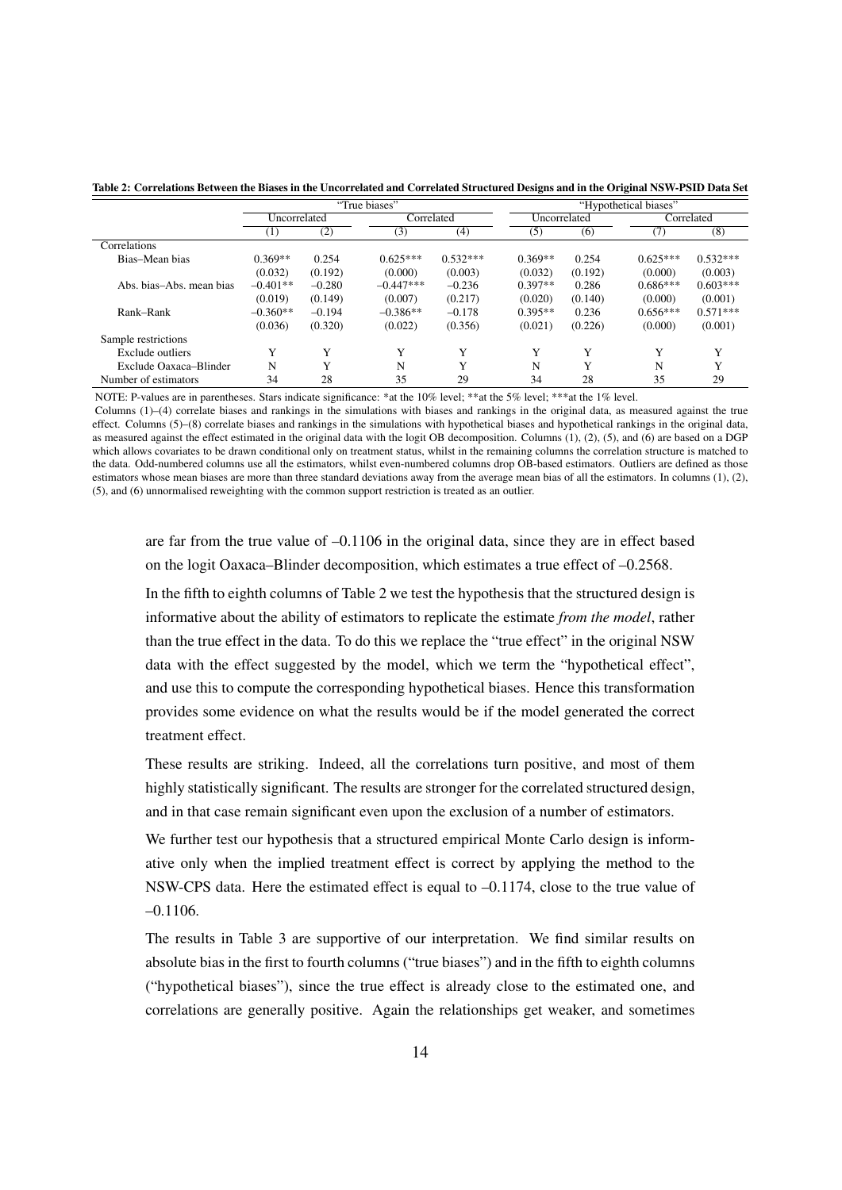**Table 2: Correlations Between the Biases in the Uncorrelated and Correlated Structured Designs and in the Original NSW-PSID Data Set**

| | "True biases" | | | | "Hypothetical biases" | | | |
|---|---|---|---|---|---|---|---|---|
| | Uncorrelated | | Correlated | | Uncorrelated | | Correlated | |
| | (1) | (2) | (3) | (4) | (5) | (6) | (7) | (8) |
| Correlations | | | | | | | | |
| Bias–Mean bias | 0.369** | 0.254 | 0.625*** | 0.532*** | 0.369** | 0.254 | 0.625*** | 0.532*** |
| | (0.032) | (0.192) | (0.000) | (0.003) | (0.032) | (0.192) | (0.000) | (0.003) |
| Abs. bias–Abs. mean bias | –0.401** | –0.280 | –0.447*** | –0.236 | 0.397** | 0.286 | 0.686*** | 0.603*** |
| | (0.019) | (0.149) | (0.007) | (0.217) | (0.020) | (0.140) | (0.000) | (0.001) |
| Rank–Rank | –0.360** | –0.194 | –0.386** | –0.178 | 0.395** | 0.236 | 0.656*** | 0.571*** |
| | (0.036) | (0.320) | (0.022) | (0.356) | (0.021) | (0.226) | (0.000) | (0.001) |
| Sample restrictions | | | | | | | | |
| Exclude outliers | Y | Y | Y | Y | Y | Y | Y | Y |
| Exclude Oaxaca–Blinder | N | Y | N | Y | N | Y | N | Y |
| Number of estimators | 34 | 28 | 35 | 29 | 34 | 28 | 35 | 29 |

NOTE: P-values are in parentheses. Stars indicate significance: *at the 10% level; **at the 5% level; ***at the 1% level.
Columns (1)–(4) correlate biases and rankings in the simulations with biases and rankings in the original data, as measured against the true effect. Columns (5)–(8) correlate biases and rankings in the simulations with hypothetical biases and hypothetical rankings in the original data, as measured against the effect estimated in the original data with the logit OB decomposition. Columns (1), (2), (5), and (6) are based on a DGP which allows covariates to be drawn conditional only on treatment status, whilst in the remaining columns the correlation structure is matched to the data. Odd-numbered columns use all the estimators, whilst even-numbered columns drop OB-based estimators. Outliers are defined as those estimators whose mean biases are more than three standard deviations away from the average mean bias of all the estimators. In columns (1), (2), (5), and (6) unnormalised reweighting with the common support restriction is treated as an outlier.

are far from the true value of –0.1106 in the original data, since they are in effect based on the logit Oaxaca–Blinder decomposition, which estimates a true effect of –0.2568.

In the fifth to eighth columns of Table 2 we test the hypothesis that the structured design is informative about the ability of estimators to replicate the estimate *from the model*, rather than the true effect in the data. To do this we replace the "true effect" in the original NSW data with the effect suggested by the model, which we term the "hypothetical effect", and use this to compute the corresponding hypothetical biases. Hence this transformation provides some evidence on what the results would be if the model generated the correct treatment effect.

These results are striking. Indeed, all the correlations turn positive, and most of them highly statistically significant. The results are stronger for the correlated structured design, and in that case remain significant even upon the exclusion of a number of estimators.

We further test our hypothesis that a structured empirical Monte Carlo design is informative only when the implied treatment effect is correct by applying the method to the NSW-CPS data. Here the estimated effect is equal to –0.1174, close to the true value of –0.1106.

The results in Table 3 are supportive of our interpretation. We find similar results on absolute bias in the first to fourth columns ("true biases") and in the fifth to eighth columns ("hypothetical biases"), since the true effect is already close to the estimated one, and correlations are generally positive. Again the relationships get weaker, and sometimes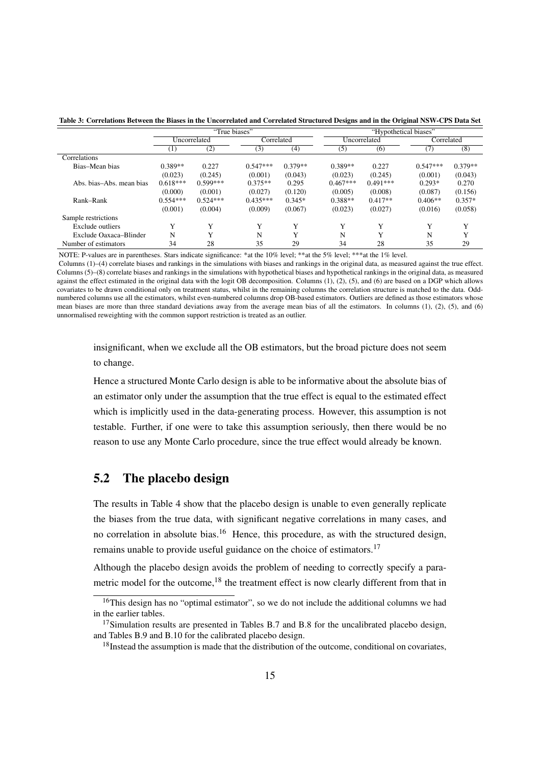**Table 3: Correlations Between the Biases in the Uncorrelated and Correlated Structured Designs and in the Original NSW-CPS Data Set**

| | "True biases" | | | | "Hypothetical biases" | | | |
|---|---|---|---|---|---|---|---|---|
| | Uncorrelated | | Correlated | | Uncorrelated | | Correlated | |
| | (1) | (2) | (3) | (4) | (5) | (6) | (7) | (8) |
| Correlations | | | | | | | | |
| Bias–Mean bias | 0.389** | 0.227 | 0.547*** | 0.379** | 0.389** | 0.227 | 0.547*** | 0.379** |
| | (0.023) | (0.245) | (0.001) | (0.043) | (0.023) | (0.245) | (0.001) | (0.043) |
| Abs. bias–Abs. mean bias | 0.618*** | 0.599*** | 0.375** | 0.295 | 0.467*** | 0.491*** | 0.293* | 0.270 |
| | (0.000) | (0.001) | (0.027) | (0.120) | (0.005) | (0.008) | (0.087) | (0.156) |
| Rank–Rank | 0.554*** | 0.524*** | 0.435*** | 0.345* | 0.388** | 0.417** | 0.406** | 0.357* |
| | (0.001) | (0.004) | (0.009) | (0.067) | (0.023) | (0.027) | (0.016) | (0.058) |
| Sample restrictions | | | | | | | | |
| Exclude outliers | Y | Y | Y | Y | Y | Y | Y | Y |
| Exclude Oaxaca–Blinder | N | Y | N | Y | N | Y | N | Y |
| Number of estimators | 34 | 28 | 35 | 29 | 34 | 28 | 35 | 29 |

NOTE: P-values are in parentheses. Stars indicate significance: *at the 10% level; **at the 5% level; ***at the 1% level.

Columns (1)–(4) correlate biases and rankings in the simulations with biases and rankings in the original data, as measured against the true effect. Columns (5)–(8) correlate biases and rankings in the simulations with hypothetical biases and hypothetical rankings in the original data, as measured against the effect estimated in the original data with the logit OB decomposition. Columns (1), (2), (5), and (6) are based on a DGP which allows covariates to be drawn conditional only on treatment status, whilst in the remaining columns the correlation structure is matched to the data. Odd-numbered columns use all the estimators, whilst even-numbered columns drop OB-based estimators. Outliers are defined as those estimators whose mean biases are more than three standard deviations away from the average mean bias of all the estimators. In columns (1), (2), (5), and (6) unnormalised reweighting with the common support restriction is treated as an outlier.

insignificant, when we exclude all the OB estimators, but the broad picture does not seem to change.

Hence a structured Monte Carlo design is able to be informative about the absolute bias of an estimator only under the assumption that the true effect is equal to the estimated effect which is implicitly used in the data-generating process. However, this assumption is not testable. Further, if one were to take this assumption seriously, then there would be no reason to use any Monte Carlo procedure, since the true effect would already be known.

## 5.2 The placebo design

The results in Table 4 show that the placebo design is unable to even generally replicate the biases from the true data, with significant negative correlations in many cases, and no correlation in absolute bias.[16] Hence, this procedure, as with the structured design, remains unable to provide useful guidance on the choice of estimators.[17]

Although the placebo design avoids the problem of needing to correctly specify a parametric model for the outcome,[18] the treatment effect is now clearly different from that in

[16] This design has no "optimal estimator", so we do not include the additional columns we had in the earlier tables.

[17] Simulation results are presented in Tables B.7 and B.8 for the uncalibrated placebo design, and Tables B.9 and B.10 for the calibrated placebo design.

[18] Instead the assumption is made that the distribution of the outcome, conditional on covariates,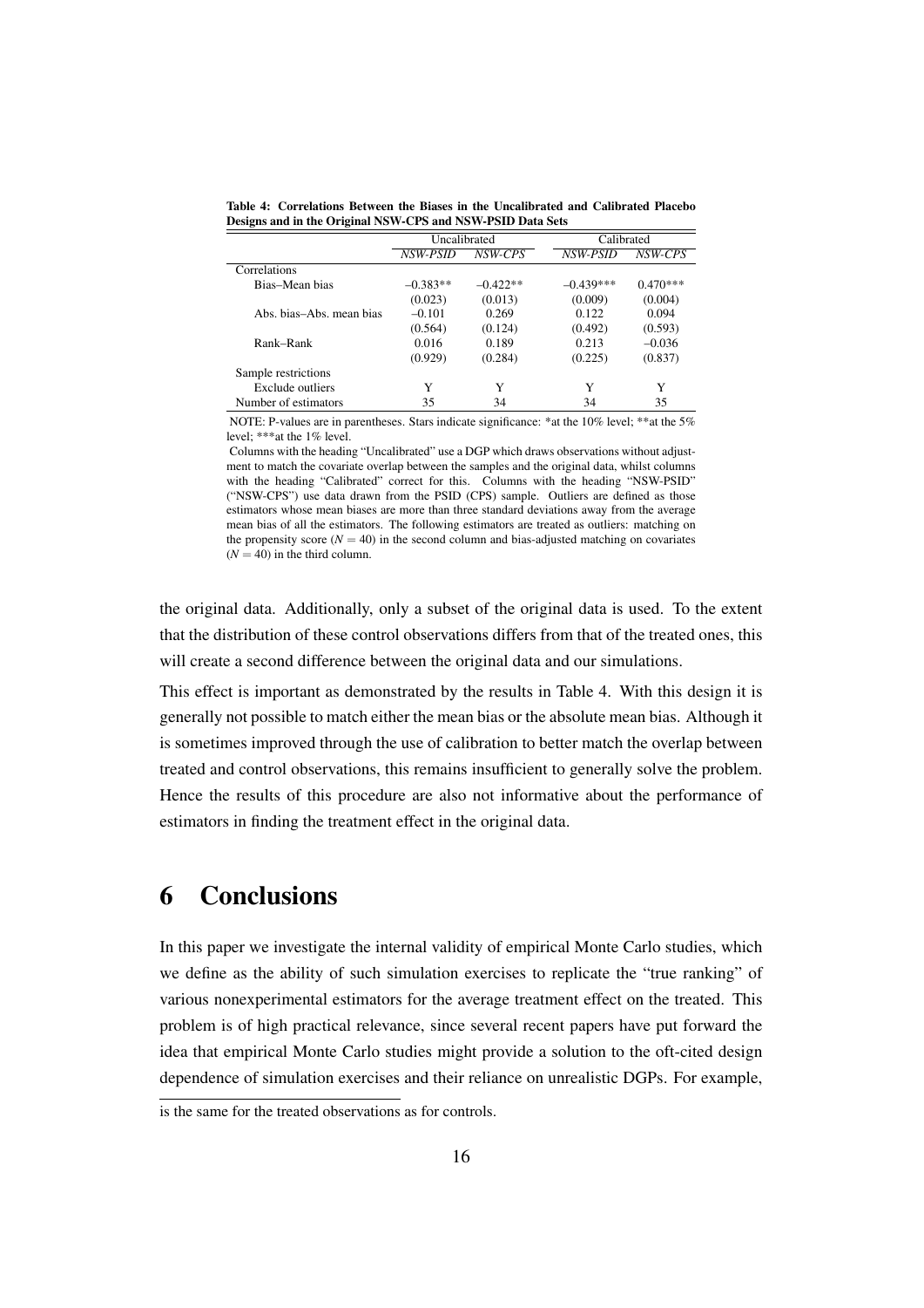**Table 4: Correlations Between the Biases in the Uncalibrated and Calibrated Placebo Designs and in the Original NSW-CPS and NSW-PSID Data Sets**

| | Uncalibrated | | Calibrated | |
|---|---|---|---|---|
| | *NSW-PSID* | *NSW-CPS* | *NSW-PSID* | *NSW-CPS* |
| Correlations | | | | |
| Bias–Mean bias | –0.383** | –0.422** | –0.439*** | 0.470*** |
| | (0.023) | (0.013) | (0.009) | (0.004) |
| Abs. bias–Abs. mean bias | –0.101 | 0.269 | 0.122 | 0.094 |
| | (0.564) | (0.124) | (0.492) | (0.593) |
| Rank–Rank | 0.016 | 0.189 | 0.213 | –0.036 |
| | (0.929) | (0.284) | (0.225) | (0.837) |
| Sample restrictions | | | | |
| Exclude outliers | Y | Y | Y | Y |
| Number of estimators | 35 | 34 | 34 | 35 |

NOTE: P-values are in parentheses. Stars indicate significance: *at the 10% level; **at the 5% level; ***at the 1% level.

Columns with the heading "Uncalibrated" use a DGP which draws observations without adjustment to match the covariate overlap between the samples and the original data, whilst columns with the heading "Calibrated" correct for this. Columns with the heading "NSW-PSID" ("NSW-CPS") use data drawn from the PSID (CPS) sample. Outliers are defined as those estimators whose mean biases are more than three standard deviations away from the average mean bias of all the estimators. The following estimators are treated as outliers: matching on the propensity score ($N = 40$) in the second column and bias-adjusted matching on covariates ($N = 40$) in the third column.

the original data. Additionally, only a subset of the original data is used. To the extent that the distribution of these control observations differs from that of the treated ones, this will create a second difference between the original data and our simulations.

This effect is important as demonstrated by the results in Table 4. With this design it is generally not possible to match either the mean bias or the absolute mean bias. Although it is sometimes improved through the use of calibration to better match the overlap between treated and control observations, this remains insufficient to generally solve the problem. Hence the results of this procedure are also not informative about the performance of estimators in finding the treatment effect in the original data.

# 6 Conclusions

In this paper we investigate the internal validity of empirical Monte Carlo studies, which we define as the ability of such simulation exercises to replicate the "true ranking" of various nonexperimental estimators for the average treatment effect on the treated. This problem is of high practical relevance, since several recent papers have put forward the idea that empirical Monte Carlo studies might provide a solution to the oft-cited design dependence of simulation exercises and their reliance on unrealistic DGPs. For example,

is the same for the treated observations as for controls.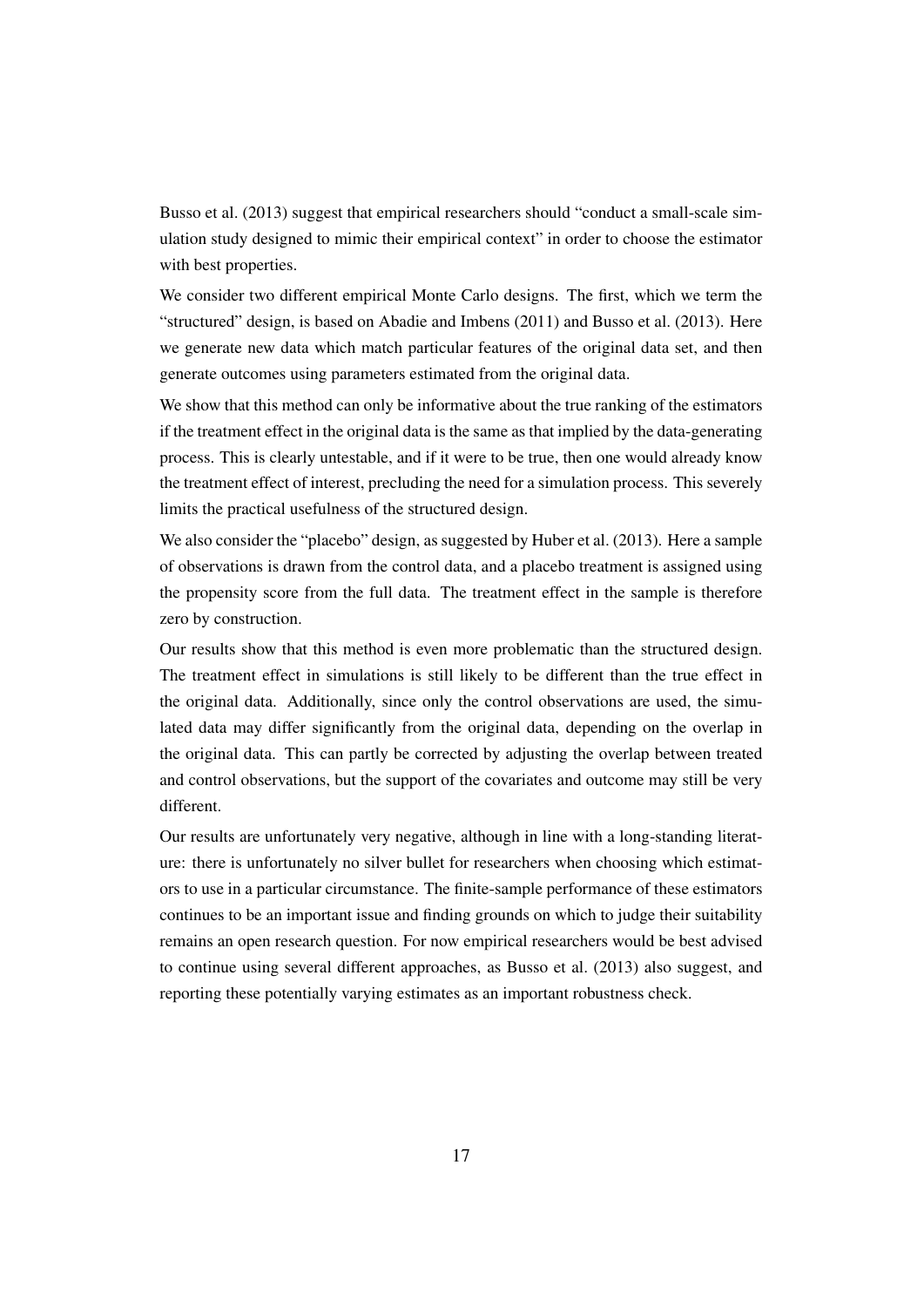Busso et al. (2013) suggest that empirical researchers should "conduct a small-scale simulation study designed to mimic their empirical context" in order to choose the estimator with best properties.

We consider two different empirical Monte Carlo designs. The first, which we term the "structured" design, is based on Abadie and Imbens (2011) and Busso et al. (2013). Here we generate new data which match particular features of the original data set, and then generate outcomes using parameters estimated from the original data.

We show that this method can only be informative about the true ranking of the estimators if the treatment effect in the original data is the same as that implied by the data-generating process. This is clearly untestable, and if it were to be true, then one would already know the treatment effect of interest, precluding the need for a simulation process. This severely limits the practical usefulness of the structured design.

We also consider the "placebo" design, as suggested by Huber et al. (2013). Here a sample of observations is drawn from the control data, and a placebo treatment is assigned using the propensity score from the full data. The treatment effect in the sample is therefore zero by construction.

Our results show that this method is even more problematic than the structured design. The treatment effect in simulations is still likely to be different than the true effect in the original data. Additionally, since only the control observations are used, the simulated data may differ significantly from the original data, depending on the overlap in the original data. This can partly be corrected by adjusting the overlap between treated and control observations, but the support of the covariates and outcome may still be very different.

Our results are unfortunately very negative, although in line with a long-standing literature: there is unfortunately no silver bullet for researchers when choosing which estimators to use in a particular circumstance. The finite-sample performance of these estimators continues to be an important issue and finding grounds on which to judge their suitability remains an open research question. For now empirical researchers would be best advised to continue using several different approaches, as Busso et al. (2013) also suggest, and reporting these potentially varying estimates as an important robustness check.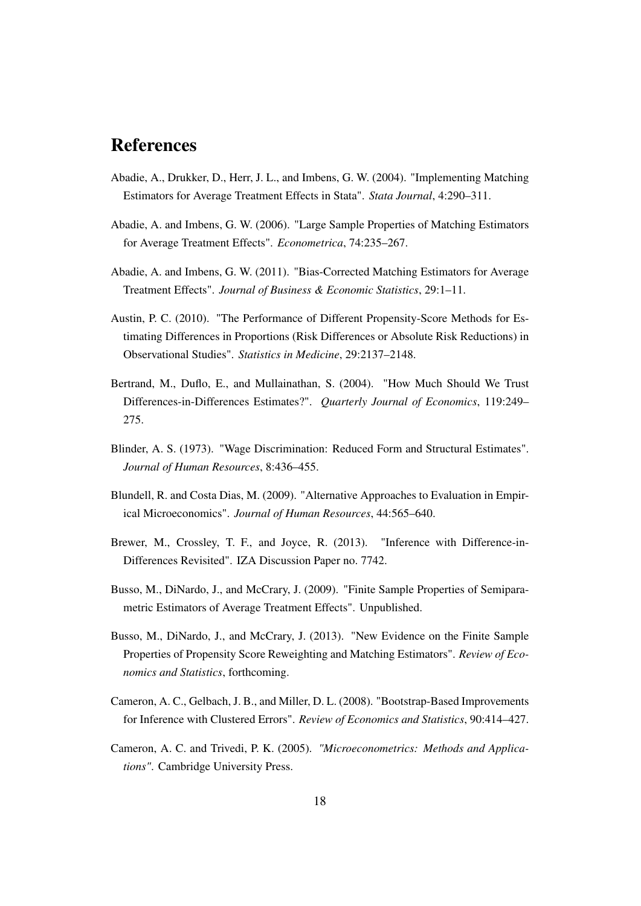# References

Abadie, A., Drukker, D., Herr, J. L., and Imbens, G. W. (2004). "Implementing Matching Estimators for Average Treatment Effects in Stata". *Stata Journal*, 4:290–311.

Abadie, A. and Imbens, G. W. (2006). "Large Sample Properties of Matching Estimators for Average Treatment Effects". *Econometrica*, 74:235–267.

Abadie, A. and Imbens, G. W. (2011). "Bias-Corrected Matching Estimators for Average Treatment Effects". *Journal of Business & Economic Statistics*, 29:1–11.

Austin, P. C. (2010). "The Performance of Different Propensity-Score Methods for Estimating Differences in Proportions (Risk Differences or Absolute Risk Reductions) in Observational Studies". *Statistics in Medicine*, 29:2137–2148.

Bertrand, M., Duflo, E., and Mullainathan, S. (2004). "How Much Should We Trust Differences-in-Differences Estimates?". *Quarterly Journal of Economics*, 119:249–275.

Blinder, A. S. (1973). "Wage Discrimination: Reduced Form and Structural Estimates". *Journal of Human Resources*, 8:436–455.

Blundell, R. and Costa Dias, M. (2009). "Alternative Approaches to Evaluation in Empirical Microeconomics". *Journal of Human Resources*, 44:565–640.

Brewer, M., Crossley, T. F., and Joyce, R. (2013). "Inference with Difference-in-Differences Revisited". IZA Discussion Paper no. 7742.

Busso, M., DiNardo, J., and McCrary, J. (2009). "Finite Sample Properties of Semiparametric Estimators of Average Treatment Effects". Unpublished.

Busso, M., DiNardo, J., and McCrary, J. (2013). "New Evidence on the Finite Sample Properties of Propensity Score Reweighting and Matching Estimators". *Review of Economics and Statistics*, forthcoming.

Cameron, A. C., Gelbach, J. B., and Miller, D. L. (2008). "Bootstrap-Based Improvements for Inference with Clustered Errors". *Review of Economics and Statistics*, 90:414–427.

Cameron, A. C. and Trivedi, P. K. (2005). *"Microeconometrics: Methods and Applications"*. Cambridge University Press.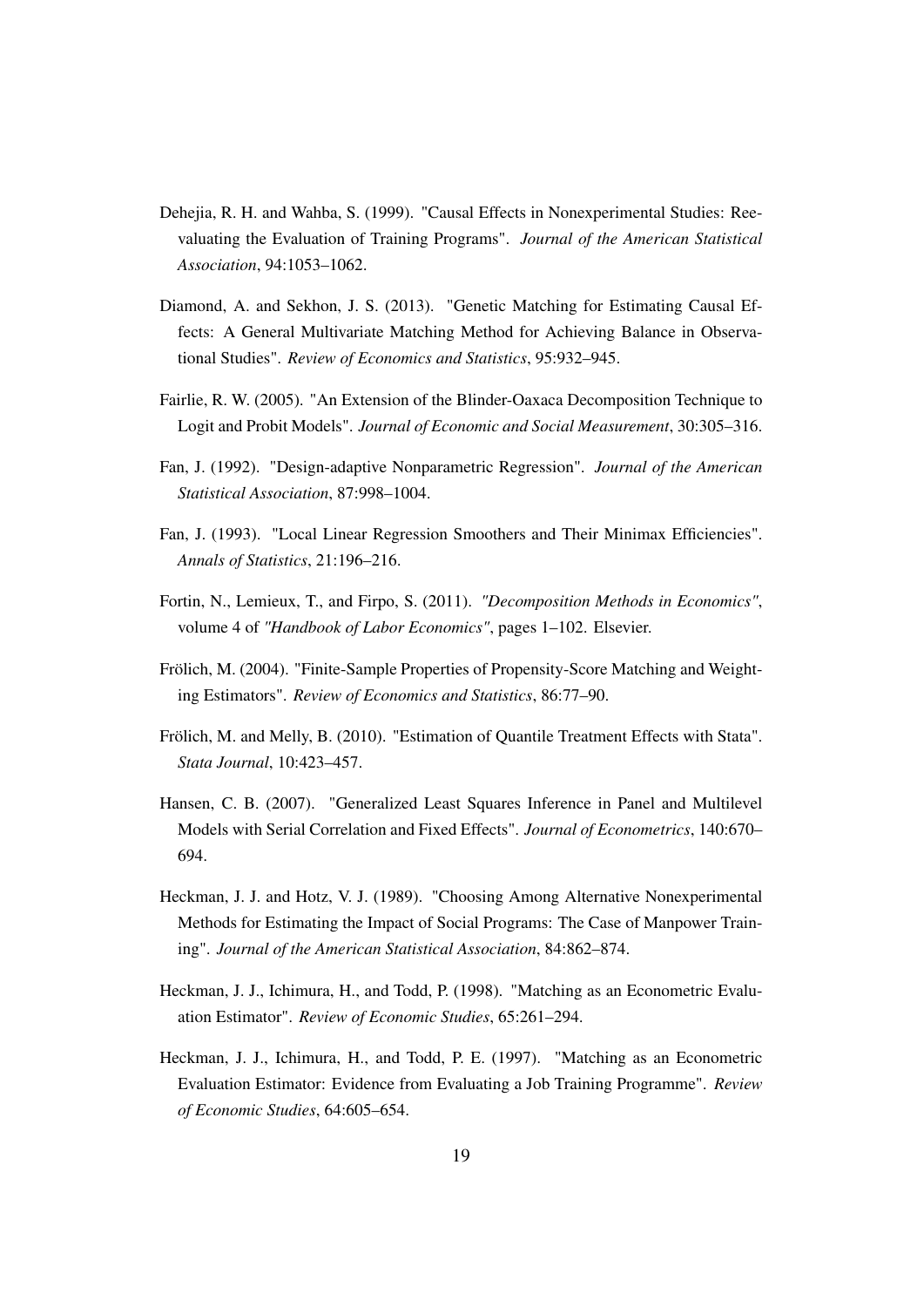Dehejia, R. H. and Wahba, S. (1999). "Causal Effects in Nonexperimental Studies: Reevaluating the Evaluation of Training Programs". *Journal of the American Statistical Association*, 94:1053–1062.

Diamond, A. and Sekhon, J. S. (2013). "Genetic Matching for Estimating Causal Effects: A General Multivariate Matching Method for Achieving Balance in Observational Studies". *Review of Economics and Statistics*, 95:932–945.

Fairlie, R. W. (2005). "An Extension of the Blinder-Oaxaca Decomposition Technique to Logit and Probit Models". *Journal of Economic and Social Measurement*, 30:305–316.

Fan, J. (1992). "Design-adaptive Nonparametric Regression". *Journal of the American Statistical Association*, 87:998–1004.

Fan, J. (1993). "Local Linear Regression Smoothers and Their Minimax Efficiencies". *Annals of Statistics*, 21:196–216.

Fortin, N., Lemieux, T., and Firpo, S. (2011). *"Decomposition Methods in Economics"*, volume 4 of *"Handbook of Labor Economics"*, pages 1–102. Elsevier.

Frölich, M. (2004). "Finite-Sample Properties of Propensity-Score Matching and Weighting Estimators". *Review of Economics and Statistics*, 86:77–90.

Frölich, M. and Melly, B. (2010). "Estimation of Quantile Treatment Effects with Stata". *Stata Journal*, 10:423–457.

Hansen, C. B. (2007). "Generalized Least Squares Inference in Panel and Multilevel Models with Serial Correlation and Fixed Effects". *Journal of Econometrics*, 140:670–694.

Heckman, J. J. and Hotz, V. J. (1989). "Choosing Among Alternative Nonexperimental Methods for Estimating the Impact of Social Programs: The Case of Manpower Training". *Journal of the American Statistical Association*, 84:862–874.

Heckman, J. J., Ichimura, H., and Todd, P. (1998). "Matching as an Econometric Evaluation Estimator". *Review of Economic Studies*, 65:261–294.

Heckman, J. J., Ichimura, H., and Todd, P. E. (1997). "Matching as an Econometric Evaluation Estimator: Evidence from Evaluating a Job Training Programme". *Review of Economic Studies*, 64:605–654.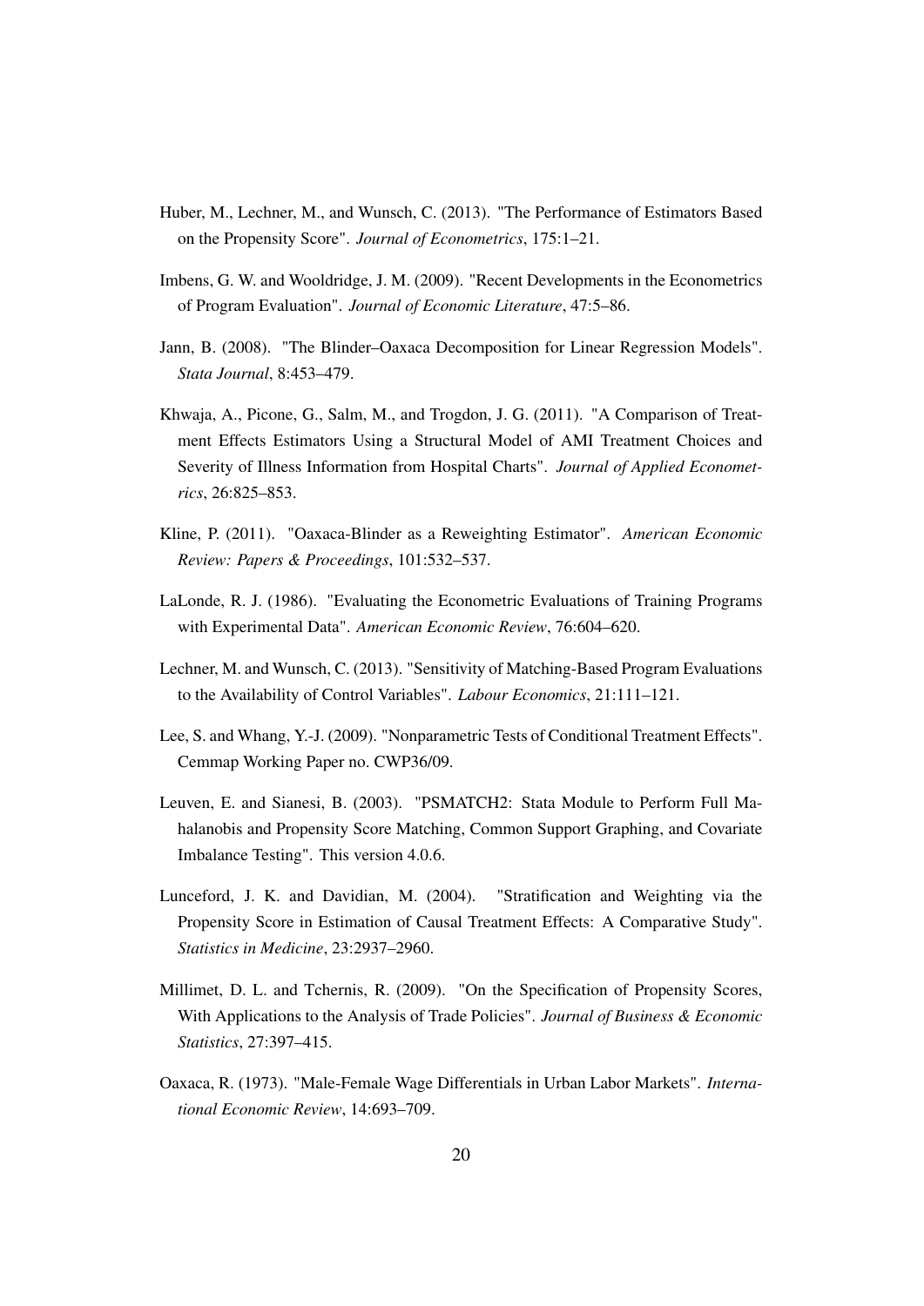Huber, M., Lechner, M., and Wunsch, C. (2013). "The Performance of Estimators Based on the Propensity Score". *Journal of Econometrics*, 175:1–21.

Imbens, G. W. and Wooldridge, J. M. (2009). "Recent Developments in the Econometrics of Program Evaluation". *Journal of Economic Literature*, 47:5–86.

Jann, B. (2008). "The Blinder–Oaxaca Decomposition for Linear Regression Models". *Stata Journal*, 8:453–479.

Khwaja, A., Picone, G., Salm, M., and Trogdon, J. G. (2011). "A Comparison of Treatment Effects Estimators Using a Structural Model of AMI Treatment Choices and Severity of Illness Information from Hospital Charts". *Journal of Applied Econometrics*, 26:825–853.

Kline, P. (2011). "Oaxaca-Blinder as a Reweighting Estimator". *American Economic Review: Papers & Proceedings*, 101:532–537.

LaLonde, R. J. (1986). "Evaluating the Econometric Evaluations of Training Programs with Experimental Data". *American Economic Review*, 76:604–620.

Lechner, M. and Wunsch, C. (2013). "Sensitivity of Matching-Based Program Evaluations to the Availability of Control Variables". *Labour Economics*, 21:111–121.

Lee, S. and Whang, Y.-J. (2009). "Nonparametric Tests of Conditional Treatment Effects". Cemmap Working Paper no. CWP36/09.

Leuven, E. and Sianesi, B. (2003). "PSMATCH2: Stata Module to Perform Full Mahalanobis and Propensity Score Matching, Common Support Graphing, and Covariate Imbalance Testing". This version 4.0.6.

Lunceford, J. K. and Davidian, M. (2004). "Stratification and Weighting via the Propensity Score in Estimation of Causal Treatment Effects: A Comparative Study". *Statistics in Medicine*, 23:2937–2960.

Millimet, D. L. and Tchernis, R. (2009). "On the Specification of Propensity Scores, With Applications to the Analysis of Trade Policies". *Journal of Business & Economic Statistics*, 27:397–415.

Oaxaca, R. (1973). "Male-Female Wage Differentials in Urban Labor Markets". *International Economic Review*, 14:693–709.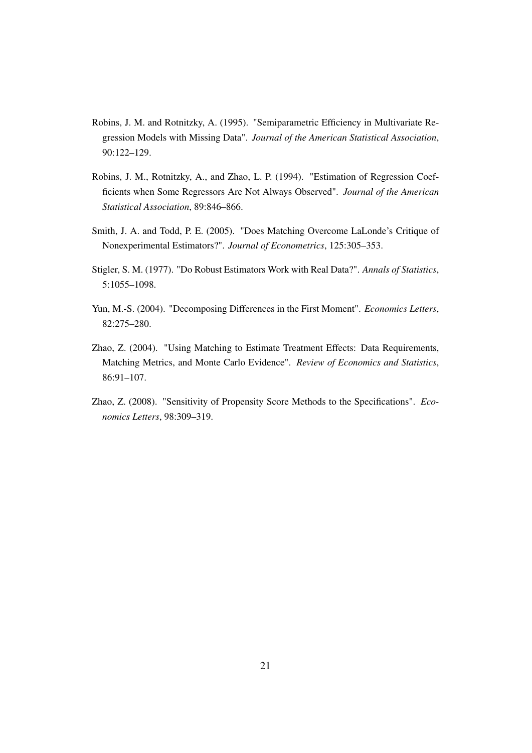Robins, J. M. and Rotnitzky, A. (1995). "Semiparametric Efficiency in Multivariate Regression Models with Missing Data". *Journal of the American Statistical Association*, 90:122–129.

Robins, J. M., Rotnitzky, A., and Zhao, L. P. (1994). "Estimation of Regression Coefficients when Some Regressors Are Not Always Observed". *Journal of the American Statistical Association*, 89:846–866.

Smith, J. A. and Todd, P. E. (2005). "Does Matching Overcome LaLonde's Critique of Nonexperimental Estimators?". *Journal of Econometrics*, 125:305–353.

Stigler, S. M. (1977). "Do Robust Estimators Work with Real Data?". *Annals of Statistics*, 5:1055–1098.

Yun, M.-S. (2004). "Decomposing Differences in the First Moment". *Economics Letters*, 82:275–280.

Zhao, Z. (2004). "Using Matching to Estimate Treatment Effects: Data Requirements, Matching Metrics, and Monte Carlo Evidence". *Review of Economics and Statistics*, 86:91–107.

Zhao, Z. (2008). "Sensitivity of Propensity Score Methods to the Specifications". *Economics Letters*, 98:309–319.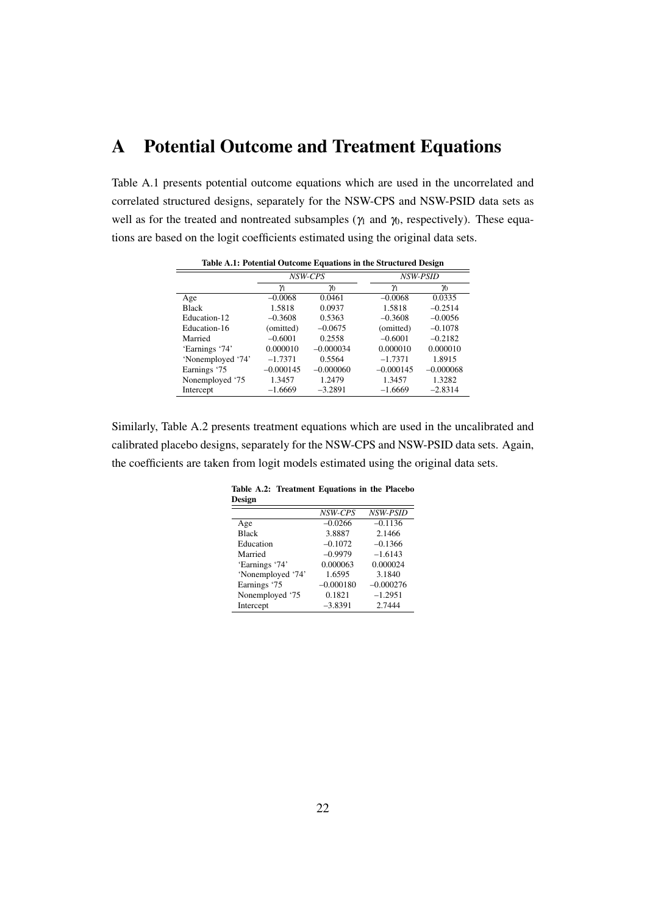# A Potential Outcome and Treatment Equations

Table A.1 presents potential outcome equations which are used in the uncorrelated and correlated structured designs, separately for the NSW-CPS and NSW-PSID data sets as well as for the treated and nontreated subsamples ($\gamma_1$ and $\gamma_0$, respectively). These equations are based on the logit coefficients estimated using the original data sets.

**Table A.1: Potential Outcome Equations in the Structured Design**

| | *NSW-CPS* | | *NSW-PSID* | |
|---|---|---|---|---|
| | $\gamma_1$ | $\gamma_0$ | $\gamma_1$ | $\gamma_0$ |
| Age | –0.0068 | 0.0461 | –0.0068 | 0.0335 |
| Black | 1.5818 | 0.0937 | 1.5818 | –0.2514 |
| Education-12 | –0.3608 | 0.5363 | –0.3608 | –0.0056 |
| Education-16 | (omitted) | –0.0675 | (omitted) | –0.1078 |
| Married | –0.6001 | 0.2558 | –0.6001 | –0.2182 |
| 'Earnings '74' | 0.000010 | –0.000034 | 0.000010 | 0.000010 |
| 'Nonemployed '74' | –1.7371 | 0.5564 | –1.7371 | 1.8915 |
| Earnings '75 | –0.000145 | –0.000060 | –0.000145 | –0.000068 |
| Nonemployed '75 | 1.3457 | 1.2479 | 1.3457 | 1.3282 |
| Intercept | –1.6669 | –3.2891 | –1.6669 | –2.8314 |

Similarly, Table A.2 presents treatment equations which are used in the uncalibrated and calibrated placebo designs, separately for the NSW-CPS and NSW-PSID data sets. Again, the coefficients are taken from logit models estimated using the original data sets.

**Table A.2: Treatment Equations in the Placebo Design**

| | *NSW-CPS* | *NSW-PSID* |
|---|---|---|
| Age | –0.0266 | –0.1136 |
| Black | 3.8887 | 2.1466 |
| Education | –0.1072 | –0.1366 |
| Married | –0.9979 | –1.6143 |
| 'Earnings '74' | 0.000063 | 0.000024 |
| 'Nonemployed '74' | 1.6595 | 3.1840 |
| Earnings '75 | –0.000180 | –0.000276 |
| Nonemployed '75 | 0.1821 | –1.2951 |
| Intercept | –3.8391 | 2.7444 |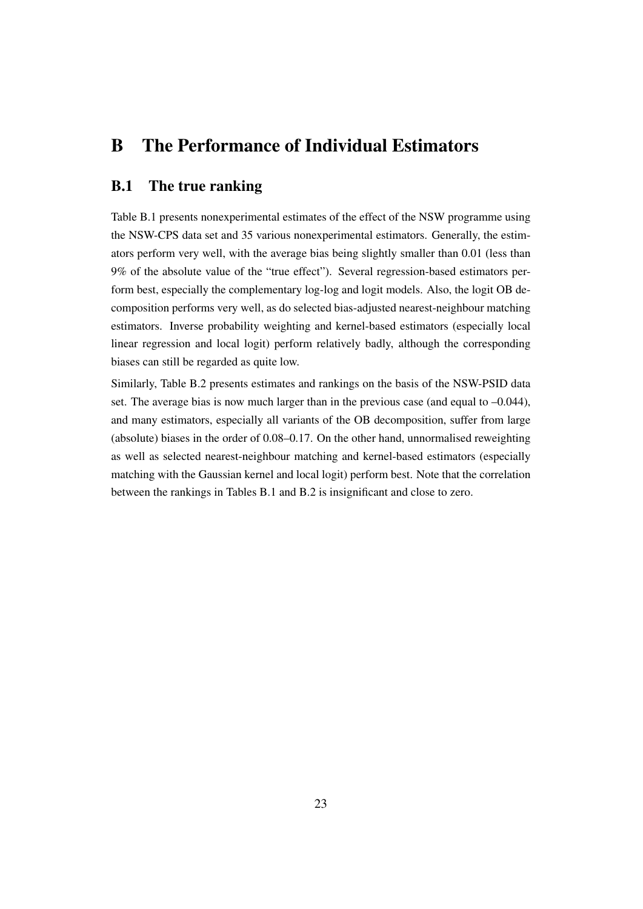# B The Performance of Individual Estimators

## B.1 The true ranking

Table B.1 presents nonexperimental estimates of the effect of the NSW programme using the NSW-CPS data set and 35 various nonexperimental estimators. Generally, the estimators perform very well, with the average bias being slightly smaller than 0.01 (less than 9% of the absolute value of the "true effect"). Several regression-based estimators perform best, especially the complementary log-log and logit models. Also, the logit OB decomposition performs very well, as do selected bias-adjusted nearest-neighbour matching estimators. Inverse probability weighting and kernel-based estimators (especially local linear regression and local logit) perform relatively badly, although the corresponding biases can still be regarded as quite low.

Similarly, Table B.2 presents estimates and rankings on the basis of the NSW-PSID data set. The average bias is now much larger than in the previous case (and equal to –0.044), and many estimators, especially all variants of the OB decomposition, suffer from large (absolute) biases in the order of 0.08–0.17. On the other hand, unnormalised reweighting as well as selected nearest-neighbour matching and kernel-based estimators (especially matching with the Gaussian kernel and local logit) perform best. Note that the correlation between the rankings in Tables B.1 and B.2 is insignificant and close to zero.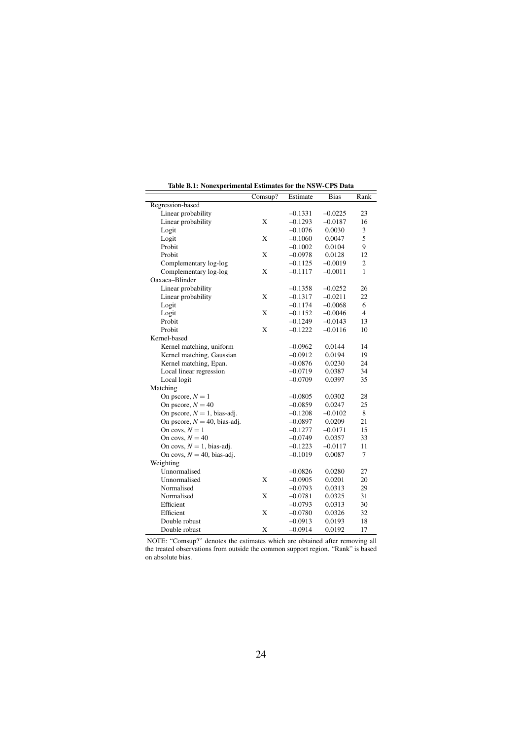**Table B.1: Nonexperimental Estimates for the NSW-CPS Data**

| | Comsup? | Estimate | Bias | Rank |
|---|---|---|---|---|
| Regression-based | | | | |
| Linear probability | | –0.1331 | –0.0225 | 23 |
| Linear probability | X | –0.1293 | –0.0187 | 16 |
| Logit | | –0.1076 | 0.0030 | 3 |
| Logit | X | –0.1060 | 0.0047 | 5 |
| Probit | | –0.1002 | 0.0104 | 9 |
| Probit | X | –0.0978 | 0.0128 | 12 |
| Complementary log-log | | –0.1125 | –0.0019 | 2 |
| Complementary log-log | X | –0.1117 | –0.0011 | 1 |
| Oaxaca–Blinder | | | | |
| Linear probability | | –0.1358 | –0.0252 | 26 |
| Linear probability | X | –0.1317 | –0.0211 | 22 |
| Logit | | –0.1174 | –0.0068 | 6 |
| Logit | X | –0.1152 | –0.0046 | 4 |
| Probit | | –0.1249 | –0.0143 | 13 |
| Probit | X | –0.1222 | –0.0116 | 10 |
| Kernel-based | | | | |
| Kernel matching, uniform | | –0.0962 | 0.0144 | 14 |
| Kernel matching, Gaussian | | –0.0912 | 0.0194 | 19 |
| Kernel matching, Epan. | | –0.0876 | 0.0230 | 24 |
| Local linear regression | | –0.0719 | 0.0387 | 34 |
| Local logit | | –0.0709 | 0.0397 | 35 |
| Matching | | | | |
| On pscore, $N = 1$ | | –0.0805 | 0.0302 | 28 |
| On pscore, $N = 40$ | | –0.0859 | 0.0247 | 25 |
| On pscore, $N = 1$, bias-adj. | | –0.1208 | –0.0102 | 8 |
| On pscore, $N = 40$, bias-adj. | | –0.0897 | 0.0209 | 21 |
| On covs, $N = 1$ | | –0.1277 | –0.0171 | 15 |
| On covs, $N = 40$ | | –0.0749 | 0.0357 | 33 |
| On covs, $N = 1$, bias-adj. | | –0.1223 | –0.0117 | 11 |
| On covs, $N = 40$, bias-adj. | | –0.1019 | 0.0087 | 7 |
| Weighting | | | | |
| Unnormalised | | –0.0826 | 0.0280 | 27 |
| Unnormalised | X | –0.0905 | 0.0201 | 20 |
| Normalised | | –0.0793 | 0.0313 | 29 |
| Normalised | X | –0.0781 | 0.0325 | 31 |
| Efficient | | –0.0793 | 0.0313 | 30 |
| Efficient | X | –0.0780 | 0.0326 | 32 |
| Double robust | | –0.0913 | 0.0193 | 18 |
| Double robust | X | –0.0914 | 0.0192 | 17 |

NOTE: "Comsup?" denotes the estimates which are obtained after removing all the treated observations from outside the common support region. "Rank" is based on absolute bias.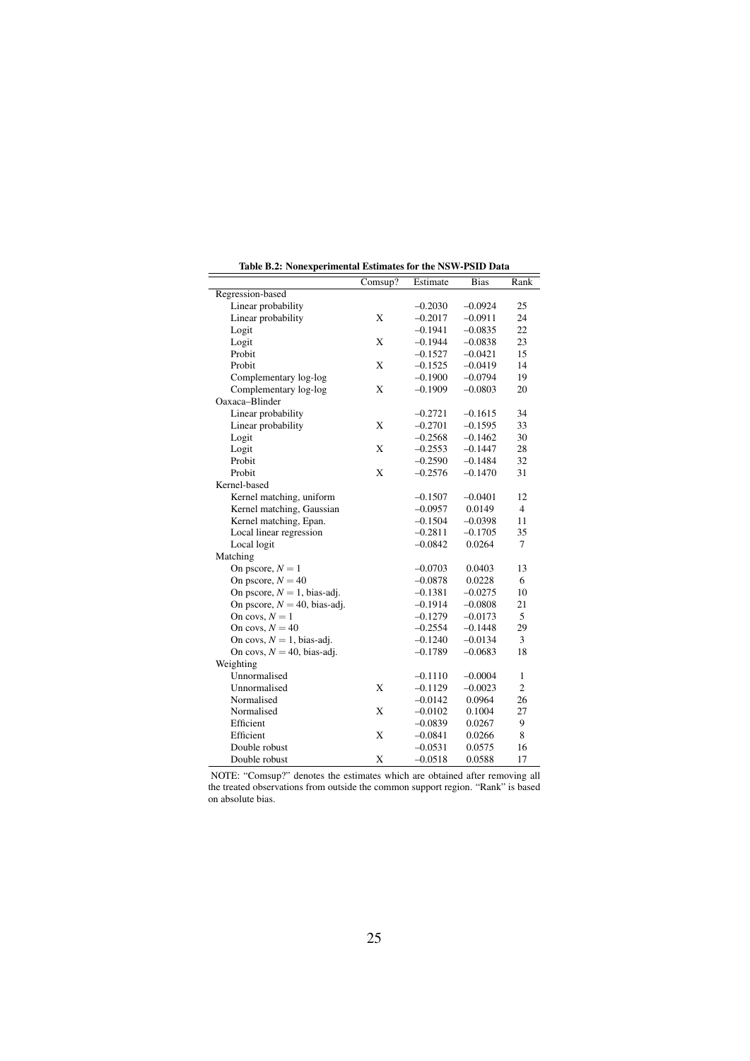**Table B.2: Nonexperimental Estimates for the NSW-PSID Data**

| | Comsup? | Estimate | Bias | Rank |
|---|---|---|---|---|
| Regression-based | | | | |
| Linear probability | | –0.2030 | –0.0924 | 25 |
| Linear probability | X | –0.2017 | –0.0911 | 24 |
| Logit | | –0.1941 | –0.0835 | 22 |
| Logit | X | –0.1944 | –0.0838 | 23 |
| Probit | | –0.1527 | –0.0421 | 15 |
| Probit | X | –0.1525 | –0.0419 | 14 |
| Complementary log-log | | –0.1900 | –0.0794 | 19 |
| Complementary log-log | X | –0.1909 | –0.0803 | 20 |
| Oaxaca–Blinder | | | | |
| Linear probability | | –0.2721 | –0.1615 | 34 |
| Linear probability | X | –0.2701 | –0.1595 | 33 |
| Logit | | –0.2568 | –0.1462 | 30 |
| Logit | X | –0.2553 | –0.1447 | 28 |
| Probit | | –0.2590 | –0.1484 | 32 |
| Probit | X | –0.2576 | –0.1470 | 31 |
| Kernel-based | | | | |
| Kernel matching, uniform | | –0.1507 | –0.0401 | 12 |
| Kernel matching, Gaussian | | –0.0957 | 0.0149 | 4 |
| Kernel matching, Epan. | | –0.1504 | –0.0398 | 11 |
| Local linear regression | | –0.2811 | –0.1705 | 35 |
| Local logit | | –0.0842 | 0.0264 | 7 |
| Matching | | | | |
| On pscore, $N = 1$ | | –0.0703 | 0.0403 | 13 |
| On pscore, $N = 40$ | | –0.0878 | 0.0228 | 6 |
| On pscore, $N = 1$, bias-adj. | | –0.1381 | –0.0275 | 10 |
| On pscore, $N = 40$, bias-adj. | | –0.1914 | –0.0808 | 21 |
| On covs, $N = 1$ | | –0.1279 | –0.0173 | 5 |
| On covs, $N = 40$ | | –0.2554 | –0.1448 | 29 |
| On covs, $N = 1$, bias-adj. | | –0.1240 | –0.0134 | 3 |
| On covs, $N = 40$, bias-adj. | | –0.1789 | –0.0683 | 18 |
| Weighting | | | | |
| Unnormalised | | –0.1110 | –0.0004 | 1 |
| Unnormalised | X | –0.1129 | –0.0023 | 2 |
| Normalised | | –0.0142 | 0.0964 | 26 |
| Normalised | X | –0.0102 | 0.1004 | 27 |
| Efficient | | –0.0839 | 0.0267 | 9 |
| Efficient | X | –0.0841 | 0.0266 | 8 |
| Double robust | | –0.0531 | 0.0575 | 16 |
| Double robust | X | –0.0518 | 0.0588 | 17 |

NOTE: "Comsup?" denotes the estimates which are obtained after removing all the treated observations from outside the common support region. "Rank" is based on absolute bias.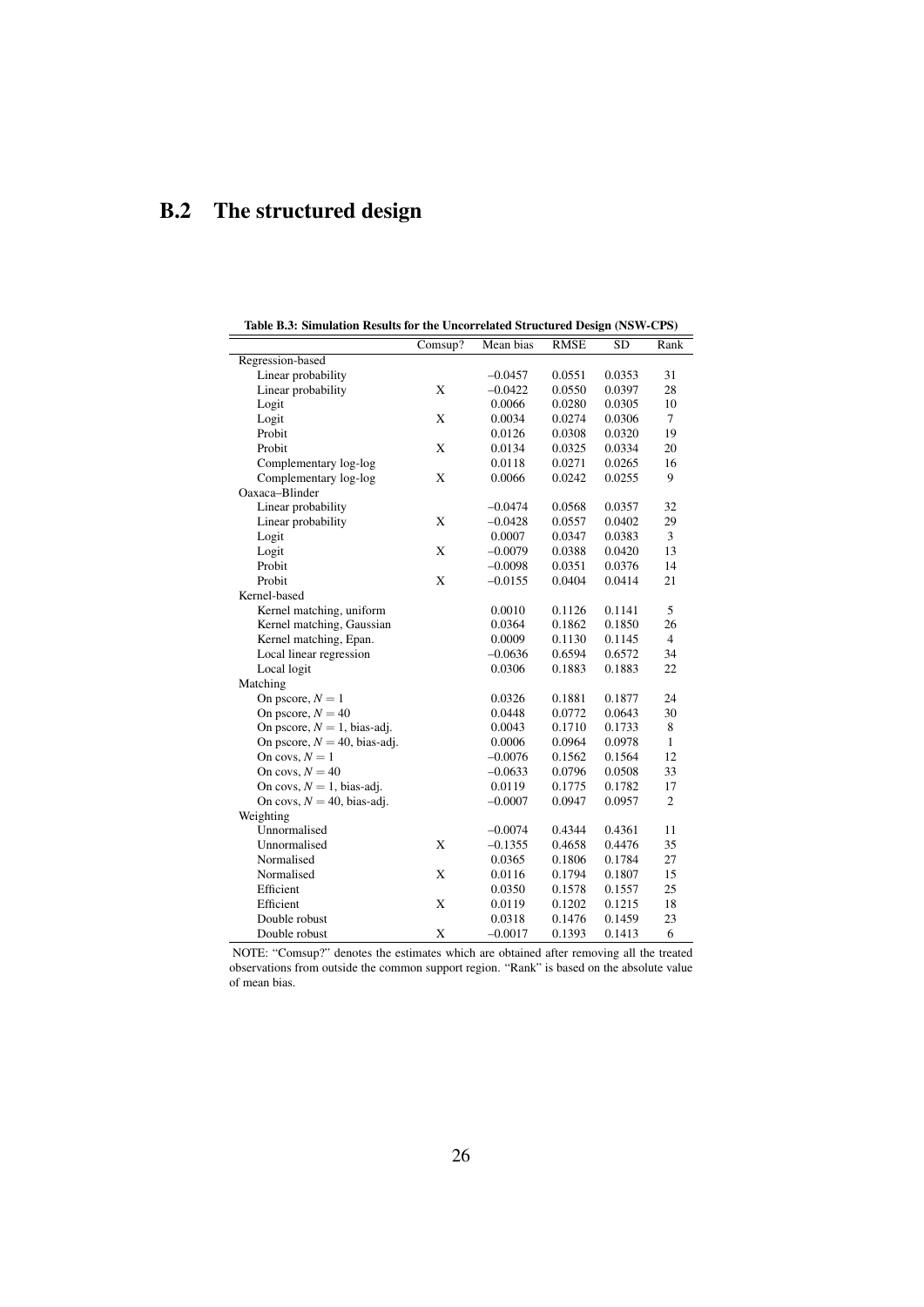## B.2 The structured design

**Table B.3: Simulation Results for the Uncorrelated Structured Design (NSW-CPS)**

| | Comsup? | Mean bias | RMSE | SD | Rank |
|---|---|---|---|---|---|
| Regression-based | | | | | |
| Linear probability | | −0.0457 | 0.0551 | 0.0353 | 31 |
| Linear probability | X | −0.0422 | 0.0550 | 0.0397 | 28 |
| Logit | | 0.0066 | 0.0280 | 0.0305 | 10 |
| Logit | X | 0.0034 | 0.0274 | 0.0306 | 7 |
| Probit | | 0.0126 | 0.0308 | 0.0320 | 19 |
| Probit | X | 0.0134 | 0.0325 | 0.0334 | 20 |
| Complementary log-log | | 0.0118 | 0.0271 | 0.0265 | 16 |
| Complementary log-log | X | 0.0066 | 0.0242 | 0.0255 | 9 |
| Oaxaca–Blinder | | | | | |
| Linear probability | | −0.0474 | 0.0568 | 0.0357 | 32 |
| Linear probability | X | −0.0428 | 0.0557 | 0.0402 | 29 |
| Logit | | 0.0007 | 0.0347 | 0.0383 | 3 |
| Logit | X | −0.0079 | 0.0388 | 0.0420 | 13 |
| Probit | | −0.0098 | 0.0351 | 0.0376 | 14 |
| Probit | X | −0.0155 | 0.0404 | 0.0414 | 21 |
| Kernel-based | | | | | |
| Kernel matching, uniform | | 0.0010 | 0.1126 | 0.1141 | 5 |
| Kernel matching, Gaussian | | 0.0364 | 0.1862 | 0.1850 | 26 |
| Kernel matching, Epan. | | 0.0009 | 0.1130 | 0.1145 | 4 |
| Local linear regression | | −0.0636 | 0.6594 | 0.6572 | 34 |
| Local logit | | 0.0306 | 0.1883 | 0.1883 | 22 |
| Matching | | | | | |
| On pscore, $N = 1$ | | 0.0326 | 0.1881 | 0.1877 | 24 |
| On pscore, $N = 40$ | | 0.0448 | 0.0772 | 0.0643 | 30 |
| On pscore, $N = 1$, bias-adj. | | 0.0043 | 0.1710 | 0.1733 | 8 |
| On pscore, $N = 40$, bias-adj. | | 0.0006 | 0.0964 | 0.0978 | 1 |
| On covs, $N = 1$ | | −0.0076 | 0.1562 | 0.1564 | 12 |
| On covs, $N = 40$ | | −0.0633 | 0.0796 | 0.0508 | 33 |
| On covs, $N = 1$, bias-adj. | | 0.0119 | 0.1775 | 0.1782 | 17 |
| On covs, $N = 40$, bias-adj. | | −0.0007 | 0.0947 | 0.0957 | 2 |
| Weighting | | | | | |
| Unnormalised | | −0.0074 | 0.4344 | 0.4361 | 11 |
| Unnormalised | X | −0.1355 | 0.4658 | 0.4476 | 35 |
| Normalised | | 0.0365 | 0.1806 | 0.1784 | 27 |
| Normalised | X | 0.0116 | 0.1794 | 0.1807 | 15 |
| Efficient | | 0.0350 | 0.1578 | 0.1557 | 25 |
| Efficient | X | 0.0119 | 0.1202 | 0.1215 | 18 |
| Double robust | | 0.0318 | 0.1476 | 0.1459 | 23 |
| Double robust | X | −0.0017 | 0.1393 | 0.1413 | 6 |

NOTE: "Comsup?" denotes the estimates which are obtained after removing all the treated observations from outside the common support region. "Rank" is based on the absolute value of mean bias.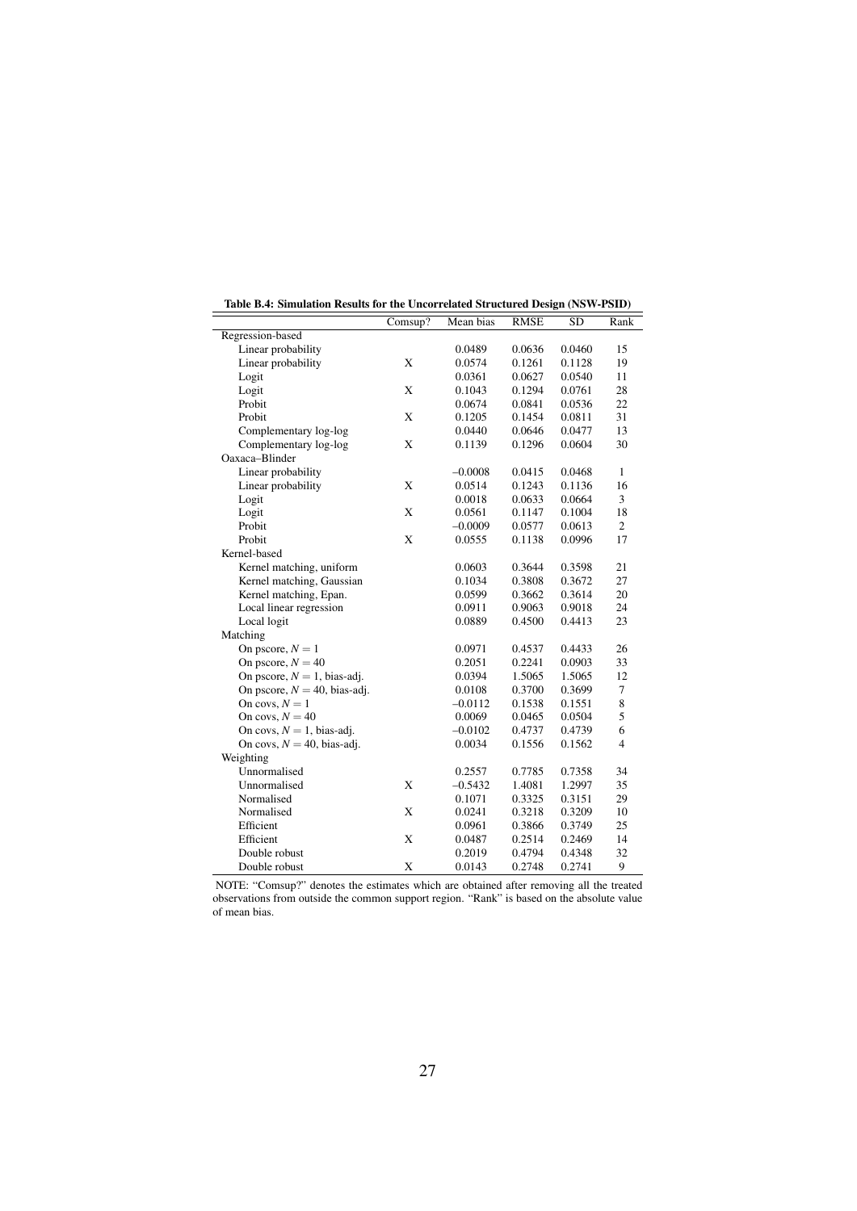**Table B.4: Simulation Results for the Uncorrelated Structured Design (NSW-PSID)**

| | Comsup? | Mean bias | RMSE | SD | Rank |
|---|---|---|---|---|---|
| Regression-based | | | | | |
| Linear probability | | 0.0489 | 0.0636 | 0.0460 | 15 |
| Linear probability | X | 0.0574 | 0.1261 | 0.1128 | 19 |
| Logit | | 0.0361 | 0.0627 | 0.0540 | 11 |
| Logit | X | 0.1043 | 0.1294 | 0.0761 | 28 |
| Probit | | 0.0674 | 0.0841 | 0.0536 | 22 |
| Probit | X | 0.1205 | 0.1454 | 0.0811 | 31 |
| Complementary log-log | | 0.0440 | 0.0646 | 0.0477 | 13 |
| Complementary log-log | X | 0.1139 | 0.1296 | 0.0604 | 30 |
| Oaxaca–Blinder | | | | | |
| Linear probability | | −0.0008 | 0.0415 | 0.0468 | 1 |
| Linear probability | X | 0.0514 | 0.1243 | 0.1136 | 16 |
| Logit | | 0.0018 | 0.0633 | 0.0664 | 3 |
| Logit | X | 0.0561 | 0.1147 | 0.1004 | 18 |
| Probit | | −0.0009 | 0.0577 | 0.0613 | 2 |
| Probit | X | 0.0555 | 0.1138 | 0.0996 | 17 |
| Kernel-based | | | | | |
| Kernel matching, uniform | | 0.0603 | 0.3644 | 0.3598 | 21 |
| Kernel matching, Gaussian | | 0.1034 | 0.3808 | 0.3672 | 27 |
| Kernel matching, Epan. | | 0.0599 | 0.3662 | 0.3614 | 20 |
| Local linear regression | | 0.0911 | 0.9063 | 0.9018 | 24 |
| Local logit | | 0.0889 | 0.4500 | 0.4413 | 23 |
| Matching | | | | | |
| On pscore, $N = 1$ | | 0.0971 | 0.4537 | 0.4433 | 26 |
| On pscore, $N = 40$ | | 0.2051 | 0.2241 | 0.0903 | 33 |
| On pscore, $N = 1$, bias-adj. | | 0.0394 | 1.5065 | 1.5065 | 12 |
| On pscore, $N = 40$, bias-adj. | | 0.0108 | 0.3700 | 0.3699 | 7 |
| On covs, $N = 1$ | | −0.0112 | 0.1538 | 0.1551 | 8 |
| On covs, $N = 40$ | | 0.0069 | 0.0465 | 0.0504 | 5 |
| On covs, $N = 1$, bias-adj. | | −0.0102 | 0.4737 | 0.4739 | 6 |
| On covs, $N = 40$, bias-adj. | | 0.0034 | 0.1556 | 0.1562 | 4 |
| Weighting | | | | | |
| Unnormalised | | 0.2557 | 0.7785 | 0.7358 | 34 |
| Unnormalised | X | −0.5432 | 1.4081 | 1.2997 | 35 |
| Normalised | | 0.1071 | 0.3325 | 0.3151 | 29 |
| Normalised | X | 0.0241 | 0.3218 | 0.3209 | 10 |
| Efficient | | 0.0961 | 0.3866 | 0.3749 | 25 |
| Efficient | X | 0.0487 | 0.2514 | 0.2469 | 14 |
| Double robust | | 0.2019 | 0.4794 | 0.4348 | 32 |
| Double robust | X | 0.0143 | 0.2748 | 0.2741 | 9 |

NOTE: "Comsup?" denotes the estimates which are obtained after removing all the treated observations from outside the common support region. "Rank" is based on the absolute value of mean bias.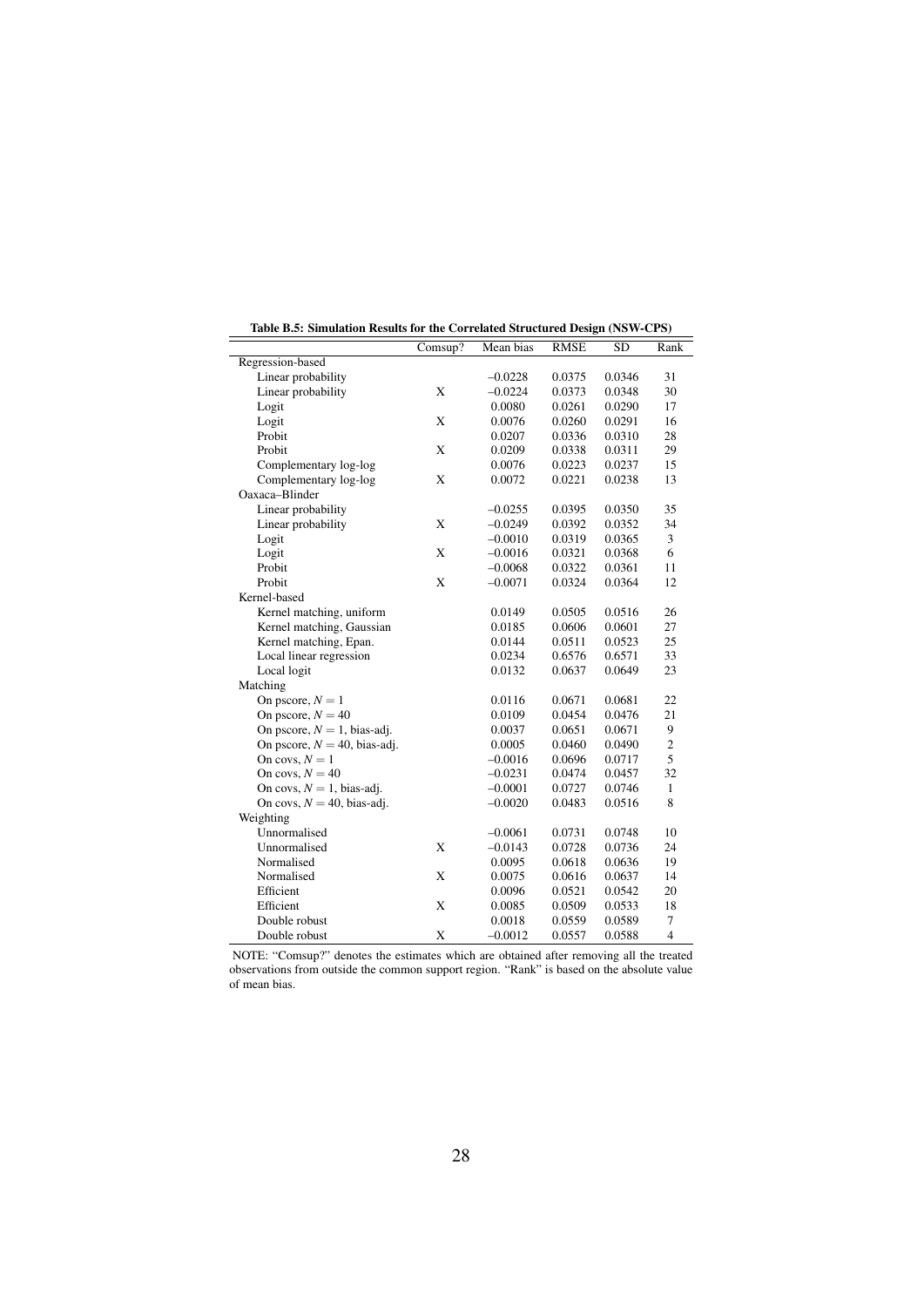**Table B.5: Simulation Results for the Correlated Structured Design (NSW-CPS)**

| | Comsup? | Mean bias | RMSE | SD | Rank |
|---|---|---|---|---|---|
| Regression-based | | | | | |
| Linear probability | | −0.0228 | 0.0375 | 0.0346 | 31 |
| Linear probability | X | −0.0224 | 0.0373 | 0.0348 | 30 |
| Logit | | 0.0080 | 0.0261 | 0.0290 | 17 |
| Logit | X | 0.0076 | 0.0260 | 0.0291 | 16 |
| Probit | | 0.0207 | 0.0336 | 0.0310 | 28 |
| Probit | X | 0.0209 | 0.0338 | 0.0311 | 29 |
| Complementary log-log | | 0.0076 | 0.0223 | 0.0237 | 15 |
| Complementary log-log | X | 0.0072 | 0.0221 | 0.0238 | 13 |
| Oaxaca–Blinder | | | | | |
| Linear probability | | −0.0255 | 0.0395 | 0.0350 | 35 |
| Linear probability | X | −0.0249 | 0.0392 | 0.0352 | 34 |
| Logit | | −0.0010 | 0.0319 | 0.0365 | 3 |
| Logit | X | −0.0016 | 0.0321 | 0.0368 | 6 |
| Probit | | −0.0068 | 0.0322 | 0.0361 | 11 |
| Probit | X | −0.0071 | 0.0324 | 0.0364 | 12 |
| Kernel-based | | | | | |
| Kernel matching, uniform | | 0.0149 | 0.0505 | 0.0516 | 26 |
| Kernel matching, Gaussian | | 0.0185 | 0.0606 | 0.0601 | 27 |
| Kernel matching, Epan. | | 0.0144 | 0.0511 | 0.0523 | 25 |
| Local linear regression | | 0.0234 | 0.6576 | 0.6571 | 33 |
| Local logit | | 0.0132 | 0.0637 | 0.0649 | 23 |
| Matching | | | | | |
| On pscore, $N = 1$ | | 0.0116 | 0.0671 | 0.0681 | 22 |
| On pscore, $N = 40$ | | 0.0109 | 0.0454 | 0.0476 | 21 |
| On pscore, $N = 1$, bias-adj. | | 0.0037 | 0.0651 | 0.0671 | 9 |
| On pscore, $N = 40$, bias-adj. | | 0.0005 | 0.0460 | 0.0490 | 2 |
| On covs, $N = 1$ | | −0.0016 | 0.0696 | 0.0717 | 5 |
| On covs, $N = 40$ | | −0.0231 | 0.0474 | 0.0457 | 32 |
| On covs, $N = 1$, bias-adj. | | −0.0001 | 0.0727 | 0.0746 | 1 |
| On covs, $N = 40$, bias-adj. | | −0.0020 | 0.0483 | 0.0516 | 8 |
| Weighting | | | | | |
| Unnormalised | | −0.0061 | 0.0731 | 0.0748 | 10 |
| Unnormalised | X | −0.0143 | 0.0728 | 0.0736 | 24 |
| Normalised | | 0.0095 | 0.0618 | 0.0636 | 19 |
| Normalised | X | 0.0075 | 0.0616 | 0.0637 | 14 |
| Efficient | | 0.0096 | 0.0521 | 0.0542 | 20 |
| Efficient | X | 0.0085 | 0.0509 | 0.0533 | 18 |
| Double robust | | 0.0018 | 0.0559 | 0.0589 | 7 |
| Double robust | X | −0.0012 | 0.0557 | 0.0588 | 4 |

NOTE: "Comsup?" denotes the estimates which are obtained after removing all the treated observations from outside the common support region. "Rank" is based on the absolute value of mean bias.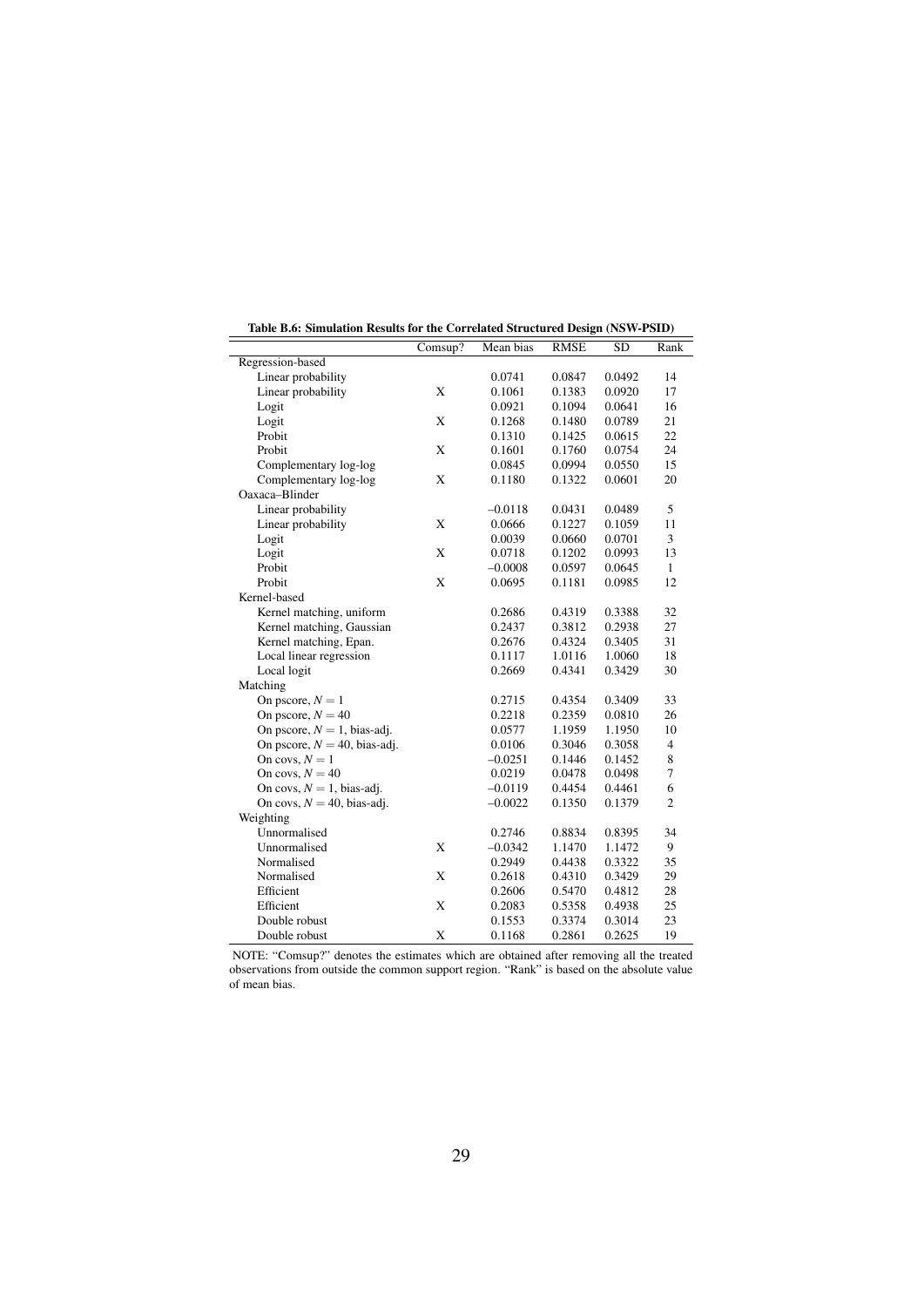**Table B.6: Simulation Results for the Correlated Structured Design (NSW-PSID)**

| | Comsup? | Mean bias | RMSE | SD | Rank |
|---|---|---|---|---|---|
| Regression-based | | | | | |
| Linear probability | | 0.0741 | 0.0847 | 0.0492 | 14 |
| Linear probability | X | 0.1061 | 0.1383 | 0.0920 | 17 |
| Logit | | 0.0921 | 0.1094 | 0.0641 | 16 |
| Logit | X | 0.1268 | 0.1480 | 0.0789 | 21 |
| Probit | | 0.1310 | 0.1425 | 0.0615 | 22 |
| Probit | X | 0.1601 | 0.1760 | 0.0754 | 24 |
| Complementary log-log | | 0.0845 | 0.0994 | 0.0550 | 15 |
| Complementary log-log | X | 0.1180 | 0.1322 | 0.0601 | 20 |
| Oaxaca–Blinder | | | | | |
| Linear probability | | −0.0118 | 0.0431 | 0.0489 | 5 |
| Linear probability | X | 0.0666 | 0.1227 | 0.1059 | 11 |
| Logit | | 0.0039 | 0.0660 | 0.0701 | 3 |
| Logit | X | 0.0718 | 0.1202 | 0.0993 | 13 |
| Probit | | −0.0008 | 0.0597 | 0.0645 | 1 |
| Probit | X | 0.0695 | 0.1181 | 0.0985 | 12 |
| Kernel-based | | | | | |
| Kernel matching, uniform | | 0.2686 | 0.4319 | 0.3388 | 32 |
| Kernel matching, Gaussian | | 0.2437 | 0.3812 | 0.2938 | 27 |
| Kernel matching, Epan. | | 0.2676 | 0.4324 | 0.3405 | 31 |
| Local linear regression | | 0.1117 | 1.0116 | 1.0060 | 18 |
| Local logit | | 0.2669 | 0.4341 | 0.3429 | 30 |
| Matching | | | | | |
| On pscore, $N = 1$ | | 0.2715 | 0.4354 | 0.3409 | 33 |
| On pscore, $N = 40$ | | 0.2218 | 0.2359 | 0.0810 | 26 |
| On pscore, $N = 1$, bias-adj. | | 0.0577 | 1.1959 | 1.1950 | 10 |
| On pscore, $N = 40$, bias-adj. | | 0.0106 | 0.3046 | 0.3058 | 4 |
| On covs, $N = 1$ | | −0.0251 | 0.1446 | 0.1452 | 8 |
| On covs, $N = 40$ | | 0.0219 | 0.0478 | 0.0498 | 7 |
| On covs, $N = 1$, bias-adj. | | −0.0119 | 0.4454 | 0.4461 | 6 |
| On covs, $N = 40$, bias-adj. | | −0.0022 | 0.1350 | 0.1379 | 2 |
| Weighting | | | | | |
| Unnormalised | | 0.2746 | 0.8834 | 0.8395 | 34 |
| Unnormalised | X | −0.0342 | 1.1470 | 1.1472 | 9 |
| Normalised | | 0.2949 | 0.4438 | 0.3322 | 35 |
| Normalised | X | 0.2618 | 0.4310 | 0.3429 | 29 |
| Efficient | | 0.2606 | 0.5470 | 0.4812 | 28 |
| Efficient | X | 0.2083 | 0.5358 | 0.4938 | 25 |
| Double robust | | 0.1553 | 0.3374 | 0.3014 | 23 |
| Double robust | X | 0.1168 | 0.2861 | 0.2625 | 19 |

NOTE: "Comsup?" denotes the estimates which are obtained after removing all the treated observations from outside the common support region. "Rank" is based on the absolute value of mean bias.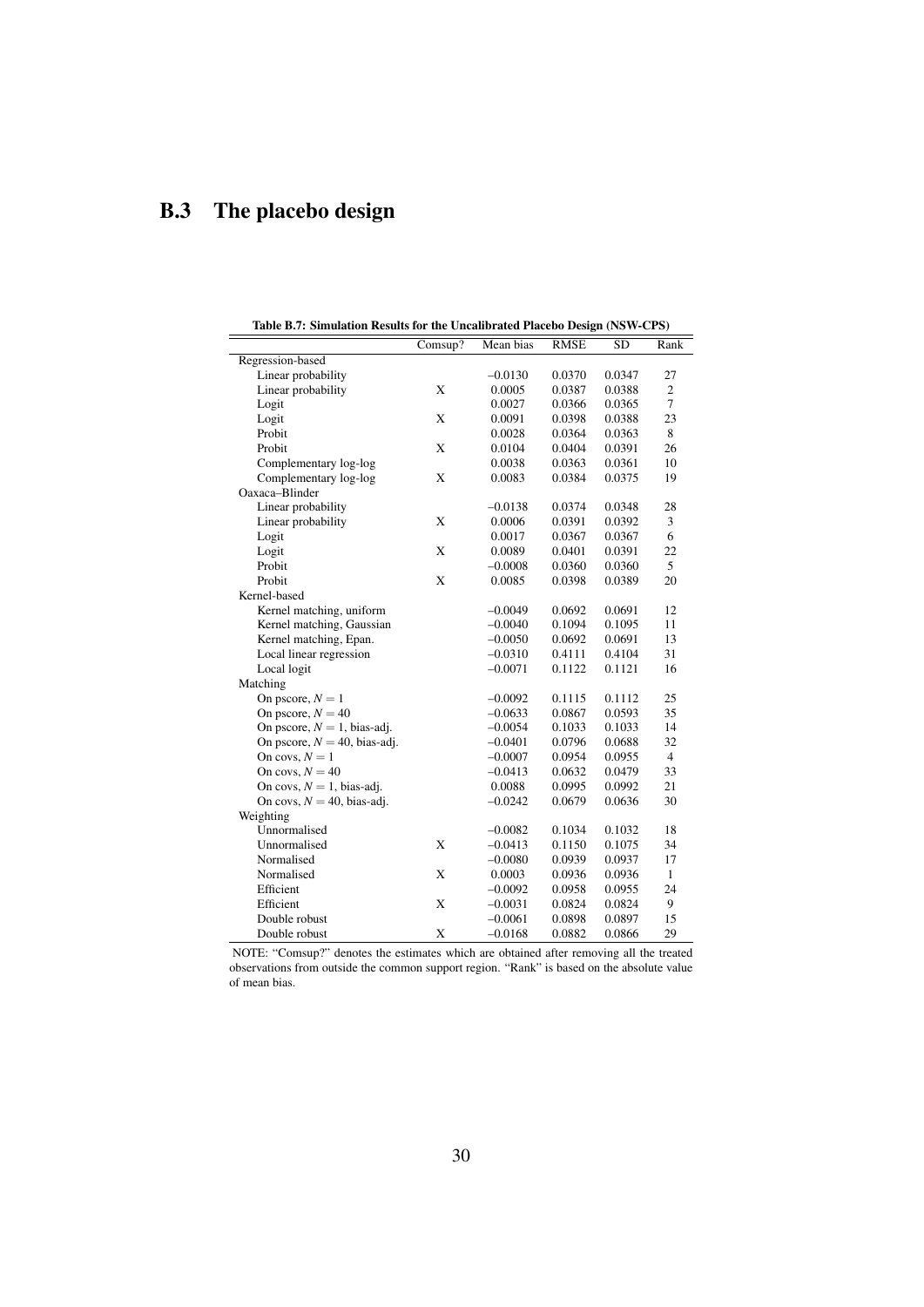## B.3 The placebo design

**Table B.7: Simulation Results for the Uncalibrated Placebo Design (NSW-CPS)**

| | Comsup? | Mean bias | RMSE | SD | Rank |
|---|---|---|---|---|---|
| Regression-based | | | | | |
| Linear probability | | −0.0130 | 0.0370 | 0.0347 | 27 |
| Linear probability | X | 0.0005 | 0.0387 | 0.0388 | 2 |
| Logit | | 0.0027 | 0.0366 | 0.0365 | 7 |
| Logit | X | 0.0091 | 0.0398 | 0.0388 | 23 |
| Probit | | 0.0028 | 0.0364 | 0.0363 | 8 |
| Probit | X | 0.0104 | 0.0404 | 0.0391 | 26 |
| Complementary log-log | | 0.0038 | 0.0363 | 0.0361 | 10 |
| Complementary log-log | X | 0.0083 | 0.0384 | 0.0375 | 19 |
| Oaxaca–Blinder | | | | | |
| Linear probability | | −0.0138 | 0.0374 | 0.0348 | 28 |
| Linear probability | X | 0.0006 | 0.0391 | 0.0392 | 3 |
| Logit | | 0.0017 | 0.0367 | 0.0367 | 6 |
| Logit | X | 0.0089 | 0.0401 | 0.0391 | 22 |
| Probit | | −0.0008 | 0.0360 | 0.0360 | 5 |
| Probit | X | 0.0085 | 0.0398 | 0.0389 | 20 |
| Kernel-based | | | | | |
| Kernel matching, uniform | | −0.0049 | 0.0692 | 0.0691 | 12 |
| Kernel matching, Gaussian | | −0.0040 | 0.1094 | 0.1095 | 11 |
| Kernel matching, Epan. | | −0.0050 | 0.0692 | 0.0691 | 13 |
| Local linear regression | | −0.0310 | 0.4111 | 0.4104 | 31 |
| Local logit | | −0.0071 | 0.1122 | 0.1121 | 16 |
| Matching | | | | | |
| On pscore, $N = 1$ | | −0.0092 | 0.1115 | 0.1112 | 25 |
| On pscore, $N = 40$ | | −0.0633 | 0.0867 | 0.0593 | 35 |
| On pscore, $N = 1$, bias-adj. | | −0.0054 | 0.1033 | 0.1033 | 14 |
| On pscore, $N = 40$, bias-adj. | | −0.0401 | 0.0796 | 0.0688 | 32 |
| On covs, $N = 1$ | | −0.0007 | 0.0954 | 0.0955 | 4 |
| On covs, $N = 40$ | | −0.0413 | 0.0632 | 0.0479 | 33 |
| On covs, $N = 1$, bias-adj. | | 0.0088 | 0.0995 | 0.0992 | 21 |
| On covs, $N = 40$, bias-adj. | | −0.0242 | 0.0679 | 0.0636 | 30 |
| Weighting | | | | | |
| Unnormalised | | −0.0082 | 0.1034 | 0.1032 | 18 |
| Unnormalised | X | −0.0413 | 0.1150 | 0.1075 | 34 |
| Normalised | | −0.0080 | 0.0939 | 0.0937 | 17 |
| Normalised | X | 0.0003 | 0.0936 | 0.0936 | 1 |
| Efficient | | −0.0092 | 0.0958 | 0.0955 | 24 |
| Efficient | X | −0.0031 | 0.0824 | 0.0824 | 9 |
| Double robust | | −0.0061 | 0.0898 | 0.0897 | 15 |
| Double robust | X | −0.0168 | 0.0882 | 0.0866 | 29 |

NOTE: "Comsup?" denotes the estimates which are obtained after removing all the treated observations from outside the common support region. "Rank" is based on the absolute value of mean bias.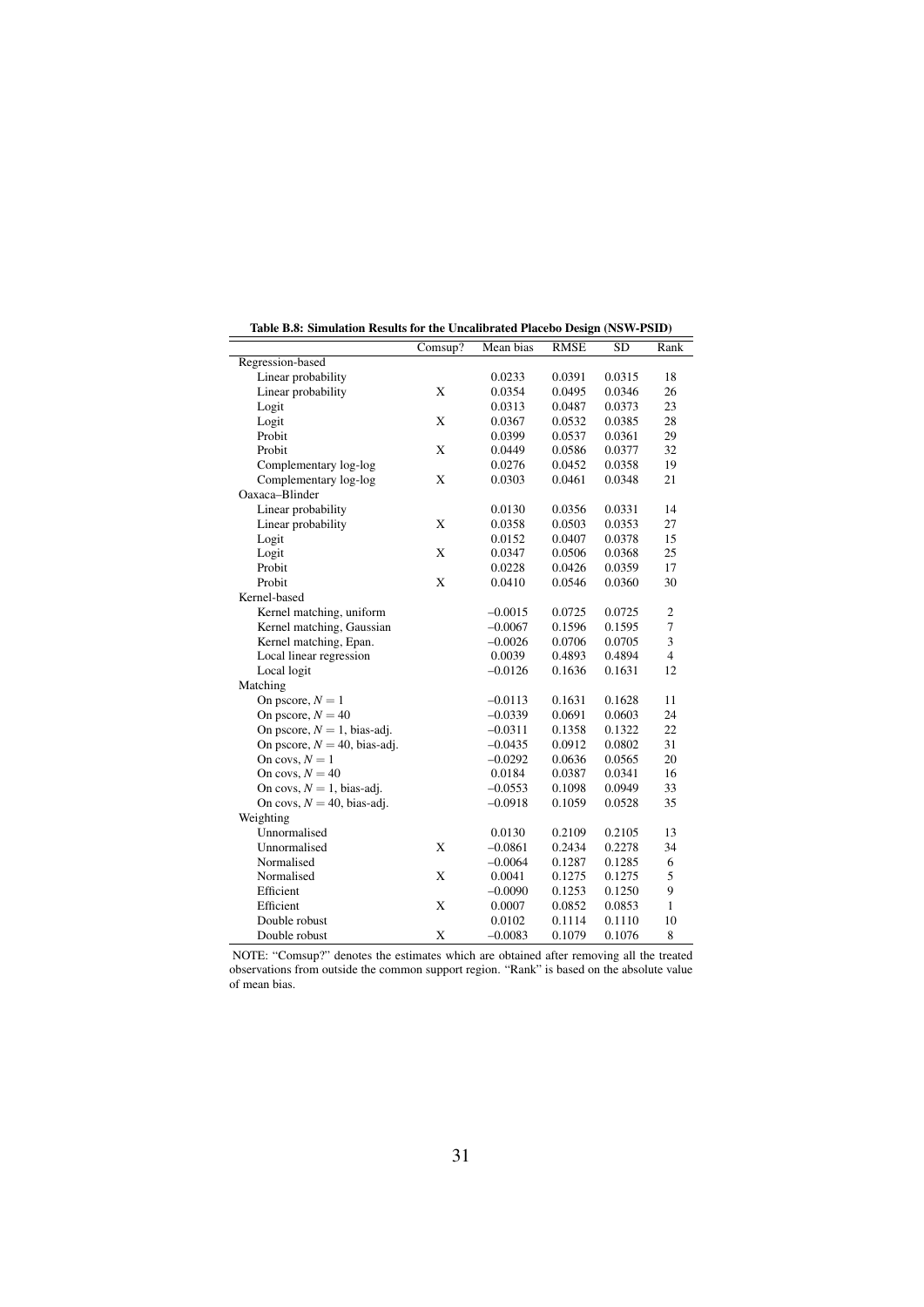**Table B.8: Simulation Results for the Uncalibrated Placebo Design (NSW-PSID)**

| | Comsup? | Mean bias | RMSE | SD | Rank |
|---|---|---|---|---|---|
| Regression-based | | | | | |
| Linear probability | | 0.0233 | 0.0391 | 0.0315 | 18 |
| Linear probability | X | 0.0354 | 0.0495 | 0.0346 | 26 |
| Logit | | 0.0313 | 0.0487 | 0.0373 | 23 |
| Logit | X | 0.0367 | 0.0532 | 0.0385 | 28 |
| Probit | | 0.0399 | 0.0537 | 0.0361 | 29 |
| Probit | X | 0.0449 | 0.0586 | 0.0377 | 32 |
| Complementary log-log | | 0.0276 | 0.0452 | 0.0358 | 19 |
| Complementary log-log | X | 0.0303 | 0.0461 | 0.0348 | 21 |
| Oaxaca–Blinder | | | | | |
| Linear probability | | 0.0130 | 0.0356 | 0.0331 | 14 |
| Linear probability | X | 0.0358 | 0.0503 | 0.0353 | 27 |
| Logit | | 0.0152 | 0.0407 | 0.0378 | 15 |
| Logit | X | 0.0347 | 0.0506 | 0.0368 | 25 |
| Probit | | 0.0228 | 0.0426 | 0.0359 | 17 |
| Probit | X | 0.0410 | 0.0546 | 0.0360 | 30 |
| Kernel-based | | | | | |
| Kernel matching, uniform | | −0.0015 | 0.0725 | 0.0725 | 2 |
| Kernel matching, Gaussian | | −0.0067 | 0.1596 | 0.1595 | 7 |
| Kernel matching, Epan. | | −0.0026 | 0.0706 | 0.0705 | 3 |
| Local linear regression | | 0.0039 | 0.4893 | 0.4894 | 4 |
| Local logit | | −0.0126 | 0.1636 | 0.1631 | 12 |
| Matching | | | | | |
| On pscore, $N = 1$ | | −0.0113 | 0.1631 | 0.1628 | 11 |
| On pscore, $N = 40$ | | −0.0339 | 0.0691 | 0.0603 | 24 |
| On pscore, $N = 1$, bias-adj. | | −0.0311 | 0.1358 | 0.1322 | 22 |
| On pscore, $N = 40$, bias-adj. | | −0.0435 | 0.0912 | 0.0802 | 31 |
| On covs, $N = 1$ | | −0.0292 | 0.0636 | 0.0565 | 20 |
| On covs, $N = 40$ | | 0.0184 | 0.0387 | 0.0341 | 16 |
| On covs, $N = 1$, bias-adj. | | −0.0553 | 0.1098 | 0.0949 | 33 |
| On covs, $N = 40$, bias-adj. | | −0.0918 | 0.1059 | 0.0528 | 35 |
| Weighting | | | | | |
| Unnormalised | | 0.0130 | 0.2109 | 0.2105 | 13 |
| Unnormalised | X | −0.0861 | 0.2434 | 0.2278 | 34 |
| Normalised | | −0.0064 | 0.1287 | 0.1285 | 6 |
| Normalised | X | 0.0041 | 0.1275 | 0.1275 | 5 |
| Efficient | | −0.0090 | 0.1253 | 0.1250 | 9 |
| Efficient | X | 0.0007 | 0.0852 | 0.0853 | 1 |
| Double robust | | 0.0102 | 0.1114 | 0.1110 | 10 |
| Double robust | X | −0.0083 | 0.1079 | 0.1076 | 8 |

NOTE: "Comsup?" denotes the estimates which are obtained after removing all the treated observations from outside the common support region. "Rank" is based on the absolute value of mean bias.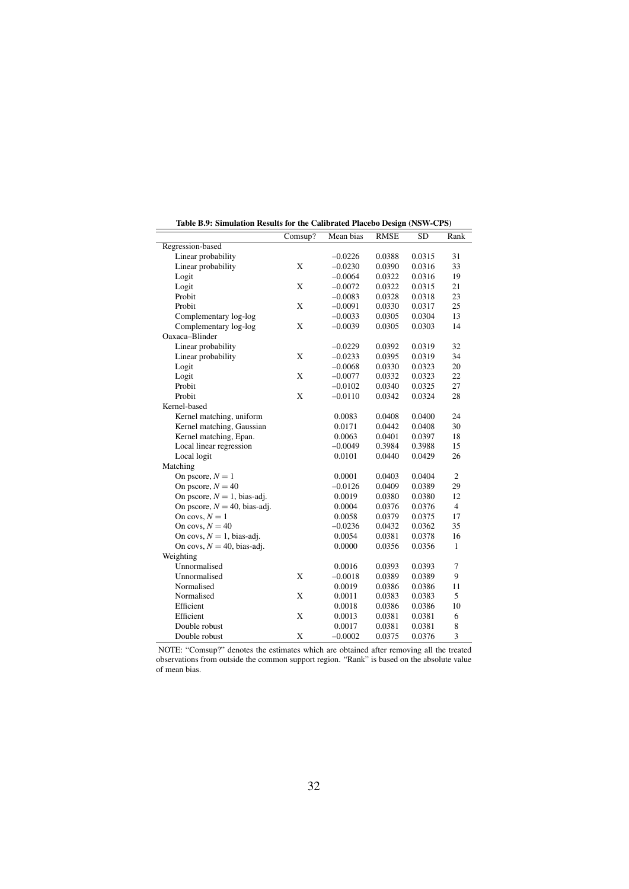**Table B.9: Simulation Results for the Calibrated Placebo Design (NSW-CPS)**

| | Comsup? | Mean bias | RMSE | SD | Rank |
|---|---|---|---|---|---|
| Regression-based | | | | | |
| Linear probability | | −0.0226 | 0.0388 | 0.0315 | 31 |
| Linear probability | X | −0.0230 | 0.0390 | 0.0316 | 33 |
| Logit | | −0.0064 | 0.0322 | 0.0316 | 19 |
| Logit | X | −0.0072 | 0.0322 | 0.0315 | 21 |
| Probit | | −0.0083 | 0.0328 | 0.0318 | 23 |
| Probit | X | −0.0091 | 0.0330 | 0.0317 | 25 |
| Complementary log-log | | −0.0033 | 0.0305 | 0.0304 | 13 |
| Complementary log-log | X | −0.0039 | 0.0305 | 0.0303 | 14 |
| Oaxaca–Blinder | | | | | |
| Linear probability | | −0.0229 | 0.0392 | 0.0319 | 32 |
| Linear probability | X | −0.0233 | 0.0395 | 0.0319 | 34 |
| Logit | | −0.0068 | 0.0330 | 0.0323 | 20 |
| Logit | X | −0.0077 | 0.0332 | 0.0323 | 22 |
| Probit | | −0.0102 | 0.0340 | 0.0325 | 27 |
| Probit | X | −0.0110 | 0.0342 | 0.0324 | 28 |
| Kernel-based | | | | | |
| Kernel matching, uniform | | 0.0083 | 0.0408 | 0.0400 | 24 |
| Kernel matching, Gaussian | | 0.0171 | 0.0442 | 0.0408 | 30 |
| Kernel matching, Epan. | | 0.0063 | 0.0401 | 0.0397 | 18 |
| Local linear regression | | −0.0049 | 0.3984 | 0.3988 | 15 |
| Local logit | | 0.0101 | 0.0440 | 0.0429 | 26 |
| Matching | | | | | |
| On pscore, $N = 1$ | | 0.0001 | 0.0403 | 0.0404 | 2 |
| On pscore, $N = 40$ | | −0.0126 | 0.0409 | 0.0389 | 29 |
| On pscore, $N = 1$, bias-adj. | | 0.0019 | 0.0380 | 0.0380 | 12 |
| On pscore, $N = 40$, bias-adj. | | 0.0004 | 0.0376 | 0.0376 | 4 |
| On covs, $N = 1$ | | 0.0058 | 0.0379 | 0.0375 | 17 |
| On covs, $N = 40$ | | −0.0236 | 0.0432 | 0.0362 | 35 |
| On covs, $N = 1$, bias-adj. | | 0.0054 | 0.0381 | 0.0378 | 16 |
| On covs, $N = 40$, bias-adj. | | 0.0000 | 0.0356 | 0.0356 | 1 |
| Weighting | | | | | |
| Unnormalised | | 0.0016 | 0.0393 | 0.0393 | 7 |
| Unnormalised | X | −0.0018 | 0.0389 | 0.0389 | 9 |
| Normalised | | 0.0019 | 0.0386 | 0.0386 | 11 |
| Normalised | X | 0.0011 | 0.0383 | 0.0383 | 5 |
| Efficient | | 0.0018 | 0.0386 | 0.0386 | 10 |
| Efficient | X | 0.0013 | 0.0381 | 0.0381 | 6 |
| Double robust | | 0.0017 | 0.0381 | 0.0381 | 8 |
| Double robust | X | −0.0002 | 0.0375 | 0.0376 | 3 |

NOTE: "Comsup?" denotes the estimates which are obtained after removing all the treated observations from outside the common support region. "Rank" is based on the absolute value of mean bias.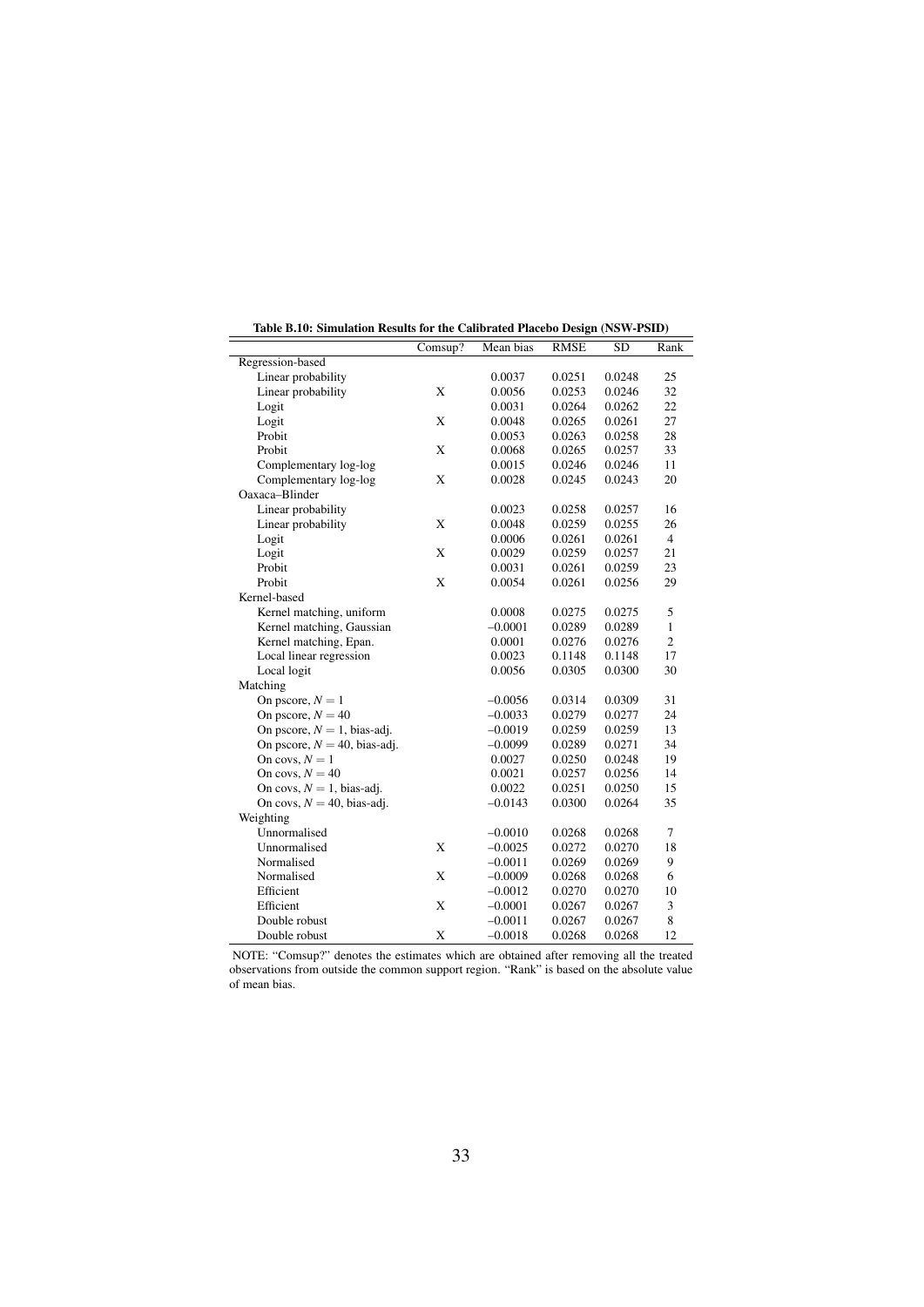**Table B.10: Simulation Results for the Calibrated Placebo Design (NSW-PSID)**

| | Comsup? | Mean bias | RMSE | SD | Rank |
|---|---|---|---|---|---|
| Regression-based | | | | | |
| Linear probability | | 0.0037 | 0.0251 | 0.0248 | 25 |
| Linear probability | X | 0.0056 | 0.0253 | 0.0246 | 32 |
| Logit | | 0.0031 | 0.0264 | 0.0262 | 22 |
| Logit | X | 0.0048 | 0.0265 | 0.0261 | 27 |
| Probit | | 0.0053 | 0.0263 | 0.0258 | 28 |
| Probit | X | 0.0068 | 0.0265 | 0.0257 | 33 |
| Complementary log-log | | 0.0015 | 0.0246 | 0.0246 | 11 |
| Complementary log-log | X | 0.0028 | 0.0245 | 0.0243 | 20 |
| Oaxaca–Blinder | | | | | |
| Linear probability | | 0.0023 | 0.0258 | 0.0257 | 16 |
| Linear probability | X | 0.0048 | 0.0259 | 0.0255 | 26 |
| Logit | | 0.0006 | 0.0261 | 0.0261 | 4 |
| Logit | X | 0.0029 | 0.0259 | 0.0257 | 21 |
| Probit | | 0.0031 | 0.0261 | 0.0259 | 23 |
| Probit | X | 0.0054 | 0.0261 | 0.0256 | 29 |
| Kernel-based | | | | | |
| Kernel matching, uniform | | 0.0008 | 0.0275 | 0.0275 | 5 |
| Kernel matching, Gaussian | | −0.0001 | 0.0289 | 0.0289 | 1 |
| Kernel matching, Epan. | | 0.0001 | 0.0276 | 0.0276 | 2 |
| Local linear regression | | 0.0023 | 0.1148 | 0.1148 | 17 |
| Local logit | | 0.0056 | 0.0305 | 0.0300 | 30 |
| Matching | | | | | |
| On pscore, $N = 1$ | | −0.0056 | 0.0314 | 0.0309 | 31 |
| On pscore, $N = 40$ | | −0.0033 | 0.0279 | 0.0277 | 24 |
| On pscore, $N = 1$, bias-adj. | | −0.0019 | 0.0259 | 0.0259 | 13 |
| On pscore, $N = 40$, bias-adj. | | −0.0099 | 0.0289 | 0.0271 | 34 |
| On covs, $N = 1$ | | 0.0027 | 0.0250 | 0.0248 | 19 |
| On covs, $N = 40$ | | 0.0021 | 0.0257 | 0.0256 | 14 |
| On covs, $N = 1$, bias-adj. | | 0.0022 | 0.0251 | 0.0250 | 15 |
| On covs, $N = 40$, bias-adj. | | −0.0143 | 0.0300 | 0.0264 | 35 |
| Weighting | | | | | |
| Unnormalised | | −0.0010 | 0.0268 | 0.0268 | 7 |
| Unnormalised | X | −0.0025 | 0.0272 | 0.0270 | 18 |
| Normalised | | −0.0011 | 0.0269 | 0.0269 | 9 |
| Normalised | X | −0.0009 | 0.0268 | 0.0268 | 6 |
| Efficient | | −0.0012 | 0.0270 | 0.0270 | 10 |
| Efficient | X | −0.0001 | 0.0267 | 0.0267 | 3 |
| Double robust | | −0.0011 | 0.0267 | 0.0267 | 8 |
| Double robust | X | −0.0018 | 0.0268 | 0.0268 | 12 |

NOTE: "Comsup?" denotes the estimates which are obtained after removing all the treated observations from outside the common support region. "Rank" is based on the absolute value of mean bias.